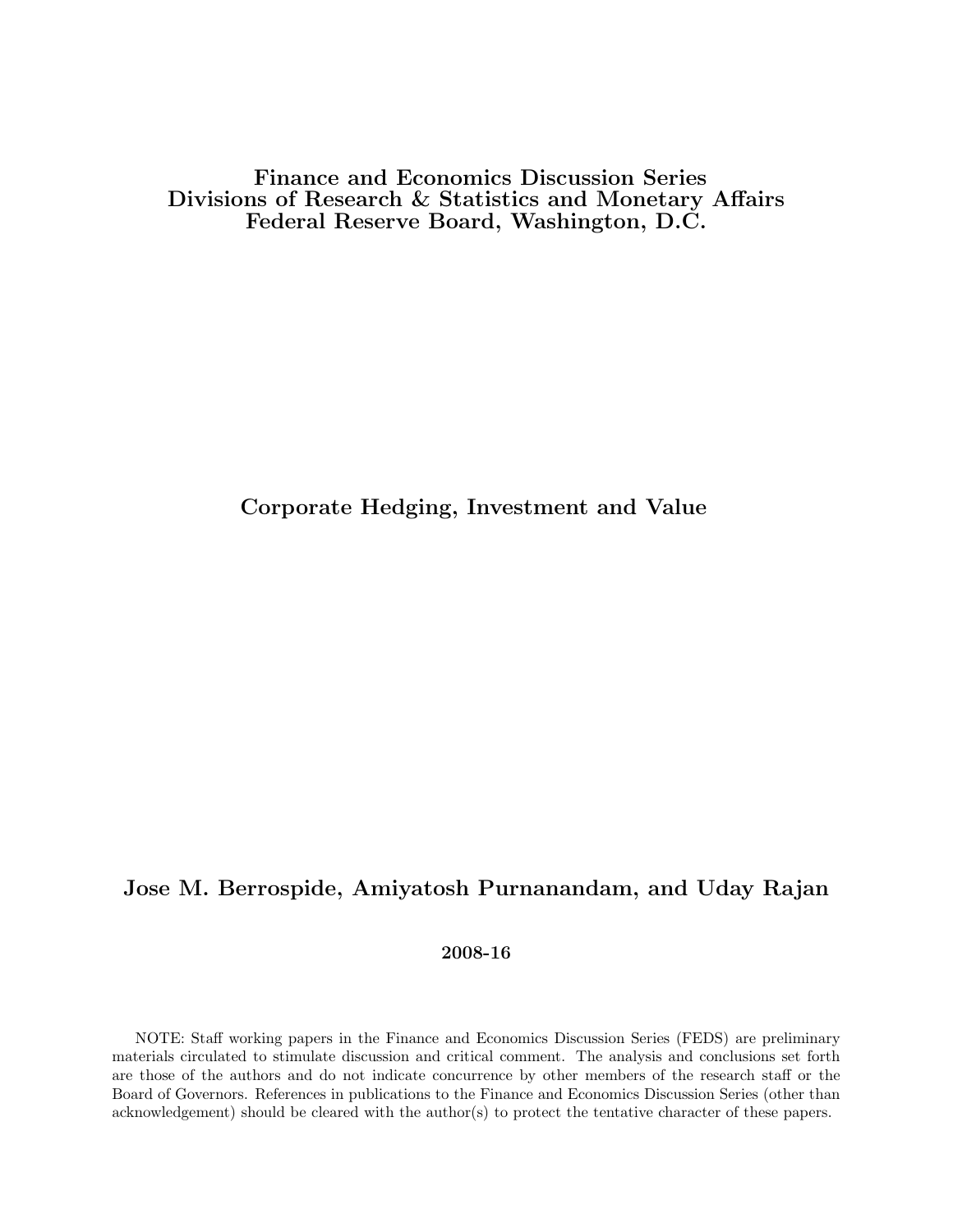**Finance and Economics Discussion Series**
**Divisions of Research & Statistics and Monetary Affairs**
**Federal Reserve Board, Washington, D.C.**

# Corporate Hedging, Investment and Value

**Jose M. Berrospide, Amiyatosh Purnanandam, and Uday Rajan**

**2008-16**

NOTE: Staff working papers in the Finance and Economics Discussion Series (FEDS) are preliminary materials circulated to stimulate discussion and critical comment. The analysis and conclusions set forth are those of the authors and do not indicate concurrence by other members of the research staff or the Board of Governors. References in publications to the Finance and Economics Discussion Series (other than acknowledgement) should be cleared with the author(s) to protect the tentative character of these papers.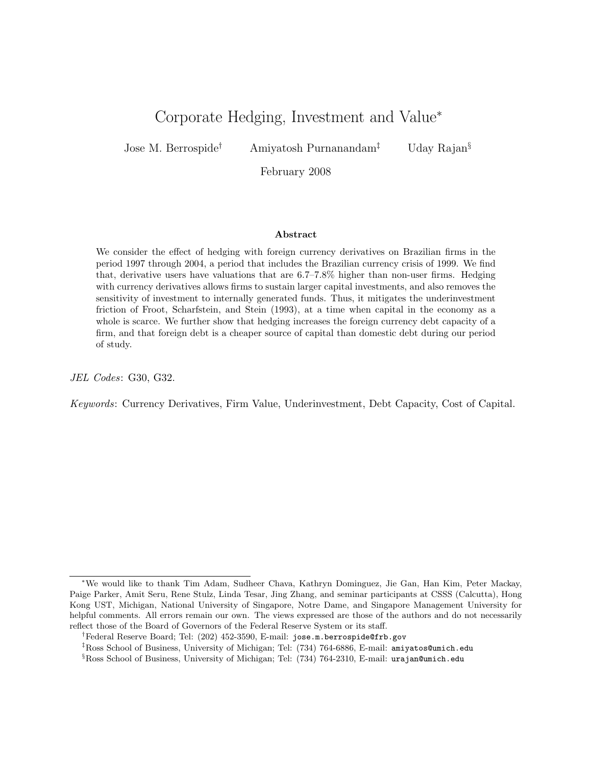# Corporate Hedging, Investment and Value*

Jose M. Berrospide[†] Amiyatosh Purnanandam[‡] Uday Rajan[§]

February 2008

## Abstract

We consider the effect of hedging with foreign currency derivatives on Brazilian firms in the period 1997 through 2004, a period that includes the Brazilian currency crisis of 1999. We find that, derivative users have valuations that are 6.7–7.8% higher than non-user firms. Hedging with currency derivatives allows firms to sustain larger capital investments, and also removes the sensitivity of investment to internally generated funds. Thus, it mitigates the underinvestment friction of Froot, Scharfstein, and Stein (1993), at a time when capital in the economy as a whole is scarce. We further show that hedging increases the foreign currency debt capacity of a firm, and that foreign debt is a cheaper source of capital than domestic debt during our period of study.

*JEL Codes*: G30, G32.

*Keywords*: Currency Derivatives, Firm Value, Underinvestment, Debt Capacity, Cost of Capital.

---

[*] We would like to thank Tim Adam, Sudheer Chava, Kathryn Dominguez, Jie Gan, Han Kim, Peter Mackay, Paige Parker, Amit Seru, Rene Stulz, Linda Tesar, Jing Zhang, and seminar participants at CSSS (Calcutta), Hong Kong UST, Michigan, National University of Singapore, Notre Dame, and Singapore Management University for helpful comments. All errors remain our own. The views expressed are those of the authors and do not necessarily reflect those of the Board of Governors of the Federal Reserve System or its staff.

[†] Federal Reserve Board; Tel: (202) 452-3590, E-mail: jose.m.berrospide@frb.gov

[‡] Ross School of Business, University of Michigan; Tel: (734) 764-6886, E-mail: amiyatos@umich.edu

[§] Ross School of Business, University of Michigan; Tel: (734) 764-2310, E-mail: urajan@umich.edu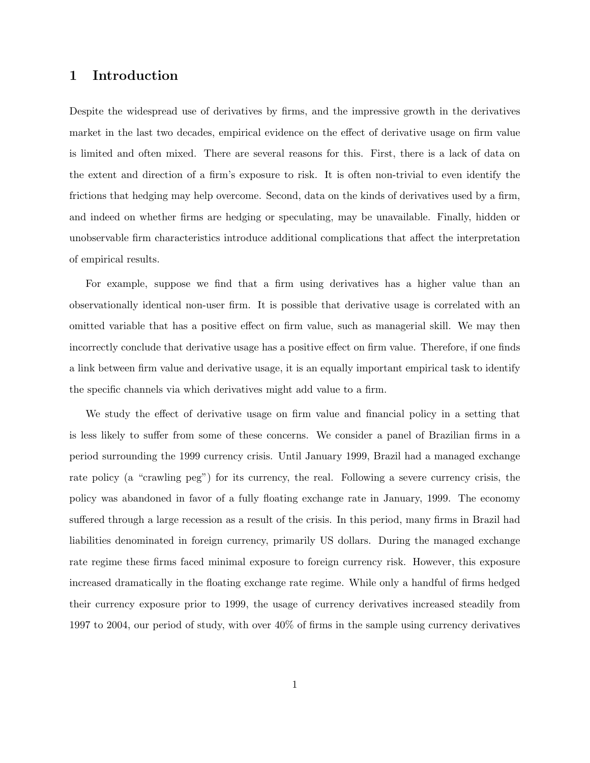# 1 Introduction

Despite the widespread use of derivatives by firms, and the impressive growth in the derivatives market in the last two decades, empirical evidence on the effect of derivative usage on firm value is limited and often mixed. There are several reasons for this. First, there is a lack of data on the extent and direction of a firm's exposure to risk. It is often non-trivial to even identify the frictions that hedging may help overcome. Second, data on the kinds of derivatives used by a firm, and indeed on whether firms are hedging or speculating, may be unavailable. Finally, hidden or unobservable firm characteristics introduce additional complications that affect the interpretation of empirical results.

For example, suppose we find that a firm using derivatives has a higher value than an observationally identical non-user firm. It is possible that derivative usage is correlated with an omitted variable that has a positive effect on firm value, such as managerial skill. We may then incorrectly conclude that derivative usage has a positive effect on firm value. Therefore, if one finds a link between firm value and derivative usage, it is an equally important empirical task to identify the specific channels via which derivatives might add value to a firm.

We study the effect of derivative usage on firm value and financial policy in a setting that is less likely to suffer from some of these concerns. We consider a panel of Brazilian firms in a period surrounding the 1999 currency crisis. Until January 1999, Brazil had a managed exchange rate policy (a "crawling peg") for its currency, the real. Following a severe currency crisis, the policy was abandoned in favor of a fully floating exchange rate in January, 1999. The economy suffered through a large recession as a result of the crisis. In this period, many firms in Brazil had liabilities denominated in foreign currency, primarily US dollars. During the managed exchange rate regime these firms faced minimal exposure to foreign currency risk. However, this exposure increased dramatically in the floating exchange rate regime. While only a handful of firms hedged their currency exposure prior to 1999, the usage of currency derivatives increased steadily from 1997 to 2004, our period of study, with over 40% of firms in the sample using currency derivatives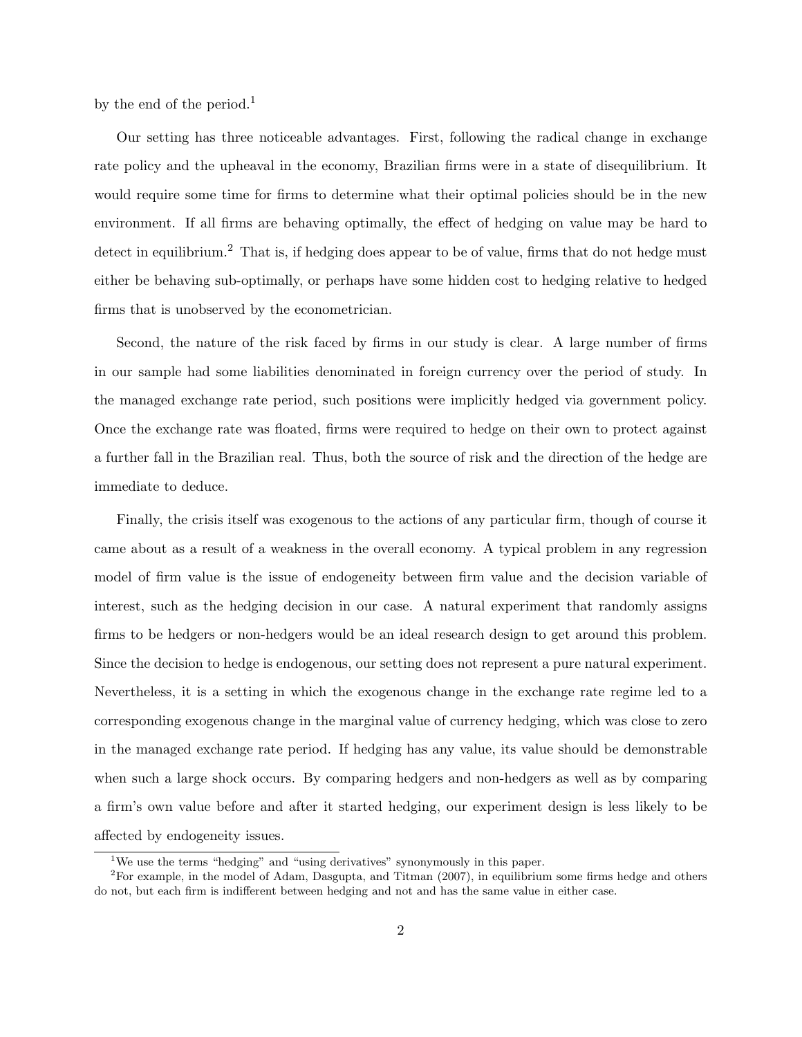by the end of the period.[1]

Our setting has three noticeable advantages. First, following the radical change in exchange rate policy and the upheaval in the economy, Brazilian firms were in a state of disequilibrium. It would require some time for firms to determine what their optimal policies should be in the new environment. If all firms are behaving optimally, the effect of hedging on value may be hard to detect in equilibrium.[2] That is, if hedging does appear to be of value, firms that do not hedge must either be behaving sub-optimally, or perhaps have some hidden cost to hedging relative to hedged firms that is unobserved by the econometrician.

Second, the nature of the risk faced by firms in our study is clear. A large number of firms in our sample had some liabilities denominated in foreign currency over the period of study. In the managed exchange rate period, such positions were implicitly hedged via government policy. Once the exchange rate was floated, firms were required to hedge on their own to protect against a further fall in the Brazilian real. Thus, both the source of risk and the direction of the hedge are immediate to deduce.

Finally, the crisis itself was exogenous to the actions of any particular firm, though of course it came about as a result of a weakness in the overall economy. A typical problem in any regression model of firm value is the issue of endogeneity between firm value and the decision variable of interest, such as the hedging decision in our case. A natural experiment that randomly assigns firms to be hedgers or non-hedgers would be an ideal research design to get around this problem. Since the decision to hedge is endogenous, our setting does not represent a pure natural experiment. Nevertheless, it is a setting in which the exogenous change in the exchange rate regime led to a corresponding exogenous change in the marginal value of currency hedging, which was close to zero in the managed exchange rate period. If hedging has any value, its value should be demonstrable when such a large shock occurs. By comparing hedgers and non-hedgers as well as by comparing a firm's own value before and after it started hedging, our experiment design is less likely to be affected by endogeneity issues.

[1] We use the terms "hedging" and "using derivatives" synonymously in this paper.

[2] For example, in the model of Adam, Dasgupta, and Titman (2007), in equilibrium some firms hedge and others do not, but each firm is indifferent between hedging and not and has the same value in either case.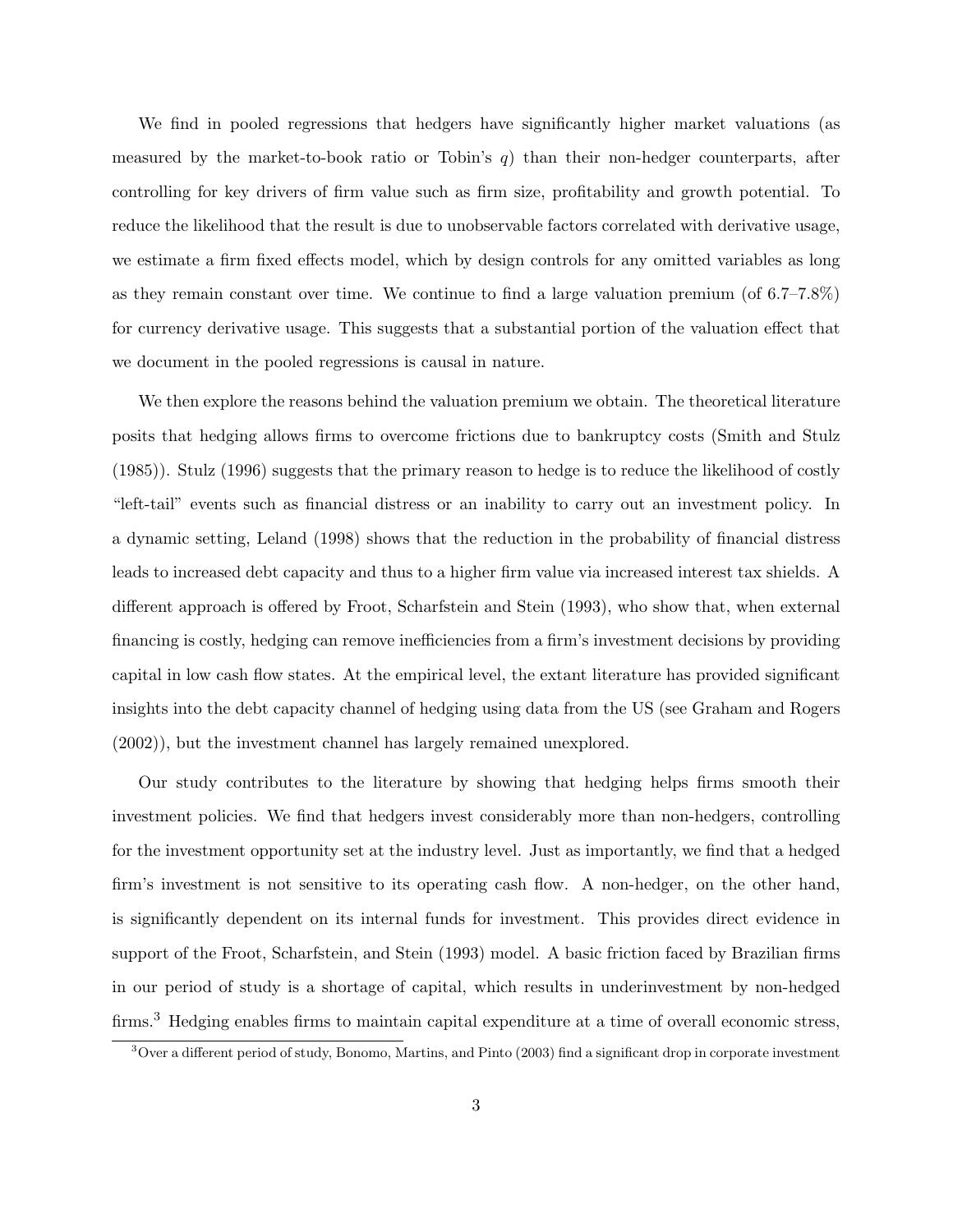We find in pooled regressions that hedgers have significantly higher market valuations (as measured by the market-to-book ratio or Tobin's $q$) than their non-hedger counterparts, after controlling for key drivers of firm value such as firm size, profitability and growth potential. To reduce the likelihood that the result is due to unobservable factors correlated with derivative usage, we estimate a firm fixed effects model, which by design controls for any omitted variables as long as they remain constant over time. We continue to find a large valuation premium (of 6.7–7.8%) for currency derivative usage. This suggests that a substantial portion of the valuation effect that we document in the pooled regressions is causal in nature.

We then explore the reasons behind the valuation premium we obtain. The theoretical literature posits that hedging allows firms to overcome frictions due to bankruptcy costs (Smith and Stulz (1985)). Stulz (1996) suggests that the primary reason to hedge is to reduce the likelihood of costly "left-tail" events such as financial distress or an inability to carry out an investment policy. In a dynamic setting, Leland (1998) shows that the reduction in the probability of financial distress leads to increased debt capacity and thus to a higher firm value via increased interest tax shields. A different approach is offered by Froot, Scharfstein and Stein (1993), who show that, when external financing is costly, hedging can remove inefficiencies from a firm's investment decisions by providing capital in low cash flow states. At the empirical level, the extant literature has provided significant insights into the debt capacity channel of hedging using data from the US (see Graham and Rogers (2002)), but the investment channel has largely remained unexplored.

Our study contributes to the literature by showing that hedging helps firms smooth their investment policies. We find that hedgers invest considerably more than non-hedgers, controlling for the investment opportunity set at the industry level. Just as importantly, we find that a hedged firm's investment is not sensitive to its operating cash flow. A non-hedger, on the other hand, is significantly dependent on its internal funds for investment. This provides direct evidence in support of the Froot, Scharfstein, and Stein (1993) model. A basic friction faced by Brazilian firms in our period of study is a shortage of capital, which results in underinvestment by non-hedged firms.[3] Hedging enables firms to maintain capital expenditure at a time of overall economic stress,

[3] Over a different period of study, Bonomo, Martins, and Pinto (2003) find a significant drop in corporate investment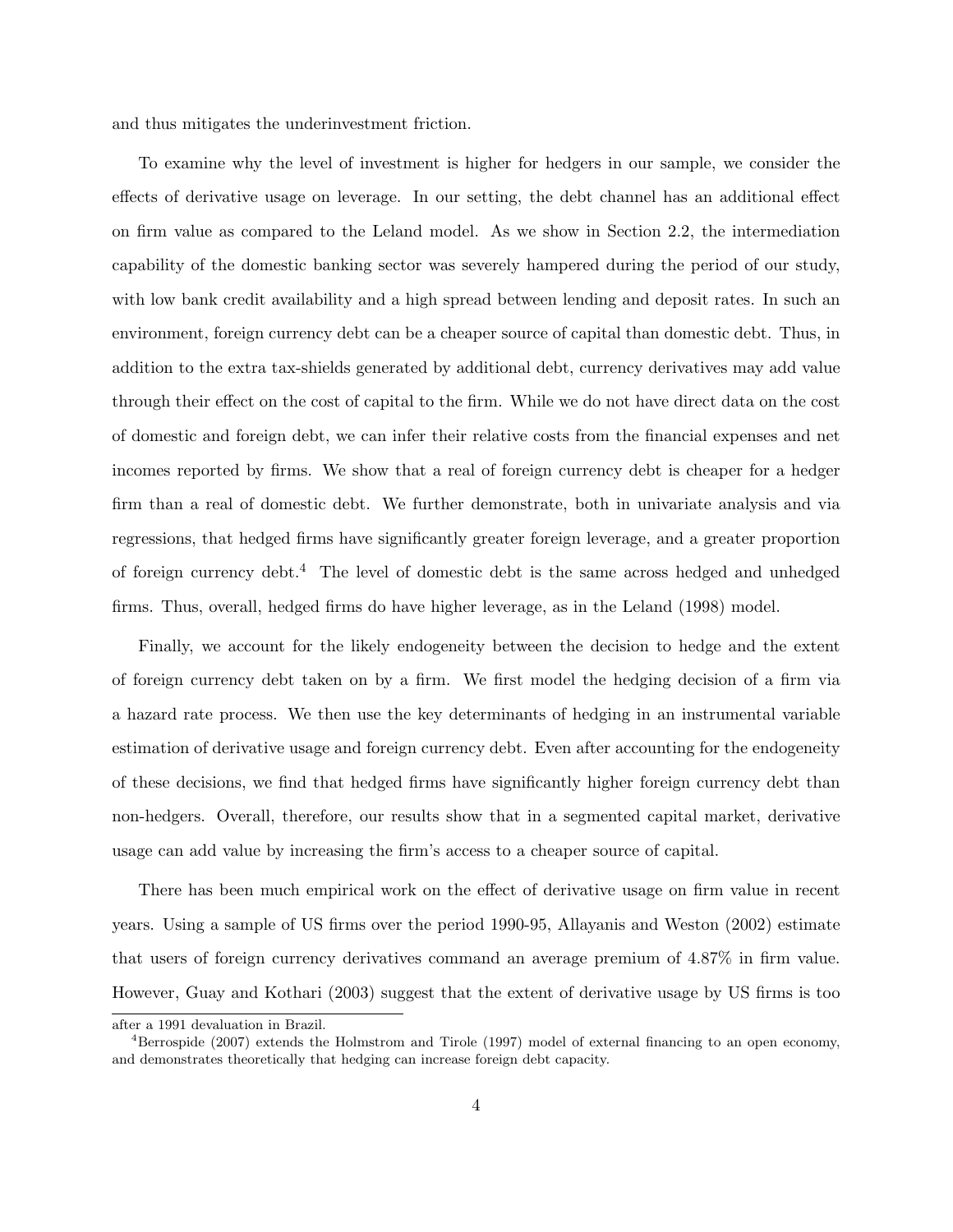and thus mitigates the underinvestment friction.

To examine why the level of investment is higher for hedgers in our sample, we consider the effects of derivative usage on leverage. In our setting, the debt channel has an additional effect on firm value as compared to the Leland model. As we show in Section 2.2, the intermediation capability of the domestic banking sector was severely hampered during the period of our study, with low bank credit availability and a high spread between lending and deposit rates. In such an environment, foreign currency debt can be a cheaper source of capital than domestic debt. Thus, in addition to the extra tax-shields generated by additional debt, currency derivatives may add value through their effect on the cost of capital to the firm. While we do not have direct data on the cost of domestic and foreign debt, we can infer their relative costs from the financial expenses and net incomes reported by firms. We show that a real of foreign currency debt is cheaper for a hedger firm than a real of domestic debt. We further demonstrate, both in univariate analysis and via regressions, that hedged firms have significantly greater foreign leverage, and a greater proportion of foreign currency debt.[4] The level of domestic debt is the same across hedged and unhedged firms. Thus, overall, hedged firms do have higher leverage, as in the Leland (1998) model.

Finally, we account for the likely endogeneity between the decision to hedge and the extent of foreign currency debt taken on by a firm. We first model the hedging decision of a firm via a hazard rate process. We then use the key determinants of hedging in an instrumental variable estimation of derivative usage and foreign currency debt. Even after accounting for the endogeneity of these decisions, we find that hedged firms have significantly higher foreign currency debt than non-hedgers. Overall, therefore, our results show that in a segmented capital market, derivative usage can add value by increasing the firm's access to a cheaper source of capital.

There has been much empirical work on the effect of derivative usage on firm value in recent years. Using a sample of US firms over the period 1990-95, Allayanis and Weston (2002) estimate that users of foreign currency derivatives command an average premium of 4.87% in firm value. However, Guay and Kothari (2003) suggest that the extent of derivative usage by US firms is too

after a 1991 devaluation in Brazil.

[4] Berrospide (2007) extends the Holmstrom and Tirole (1997) model of external financing to an open economy, and demonstrates theoretically that hedging can increase foreign debt capacity.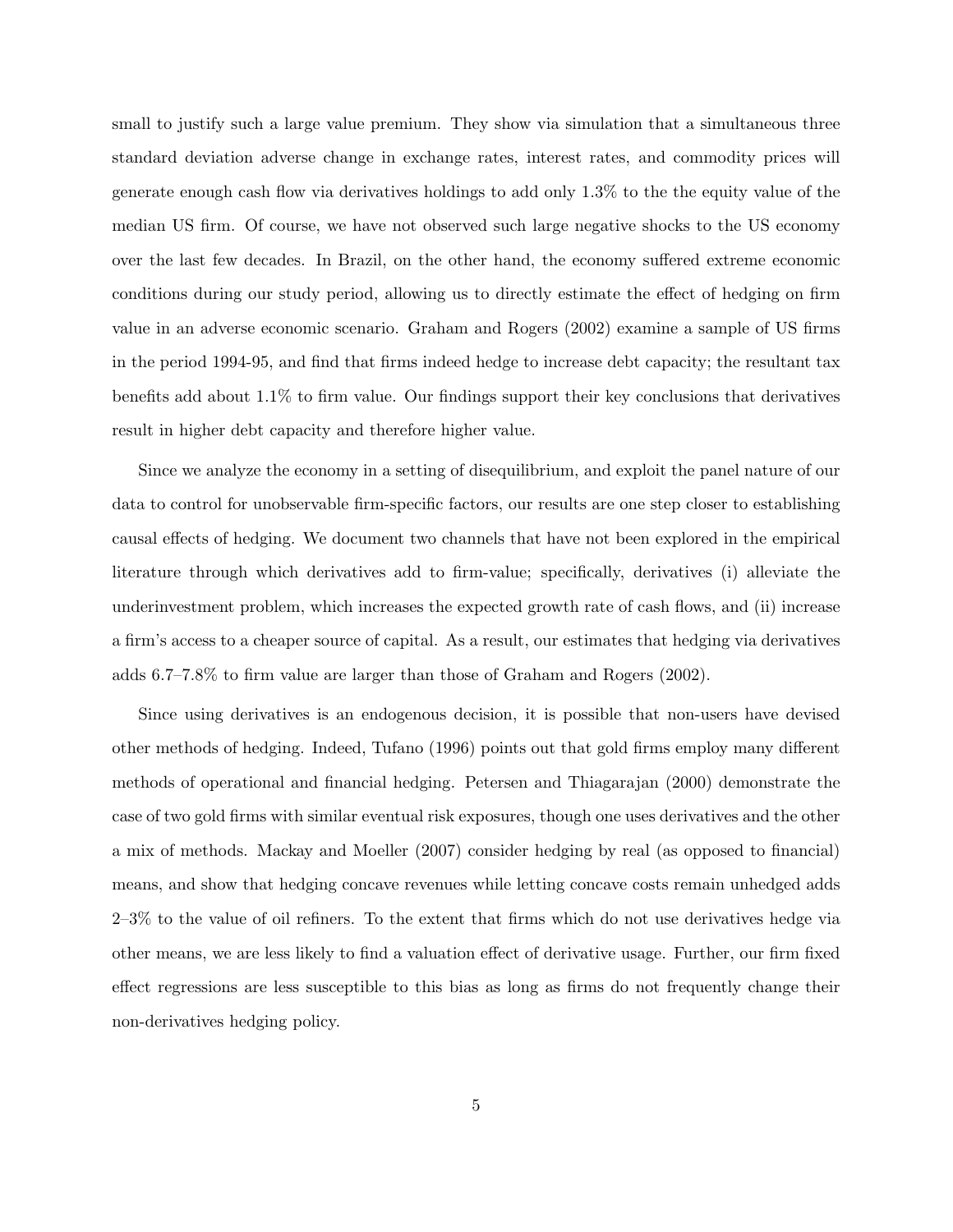small to justify such a large value premium. They show via simulation that a simultaneous three standard deviation adverse change in exchange rates, interest rates, and commodity prices will generate enough cash flow via derivatives holdings to add only 1.3% to the the equity value of the median US firm. Of course, we have not observed such large negative shocks to the US economy over the last few decades. In Brazil, on the other hand, the economy suffered extreme economic conditions during our study period, allowing us to directly estimate the effect of hedging on firm value in an adverse economic scenario. Graham and Rogers (2002) examine a sample of US firms in the period 1994-95, and find that firms indeed hedge to increase debt capacity; the resultant tax benefits add about 1.1% to firm value. Our findings support their key conclusions that derivatives result in higher debt capacity and therefore higher value.

Since we analyze the economy in a setting of disequilibrium, and exploit the panel nature of our data to control for unobservable firm-specific factors, our results are one step closer to establishing causal effects of hedging. We document two channels that have not been explored in the empirical literature through which derivatives add to firm-value; specifically, derivatives (i) alleviate the underinvestment problem, which increases the expected growth rate of cash flows, and (ii) increase a firm's access to a cheaper source of capital. As a result, our estimates that hedging via derivatives adds 6.7–7.8% to firm value are larger than those of Graham and Rogers (2002).

Since using derivatives is an endogenous decision, it is possible that non-users have devised other methods of hedging. Indeed, Tufano (1996) points out that gold firms employ many different methods of operational and financial hedging. Petersen and Thiagarajan (2000) demonstrate the case of two gold firms with similar eventual risk exposures, though one uses derivatives and the other a mix of methods. Mackay and Moeller (2007) consider hedging by real (as opposed to financial) means, and show that hedging concave revenues while letting concave costs remain unhedged adds 2–3% to the value of oil refiners. To the extent that firms which do not use derivatives hedge via other means, we are less likely to find a valuation effect of derivative usage. Further, our firm fixed effect regressions are less susceptible to this bias as long as firms do not frequently change their non-derivatives hedging policy.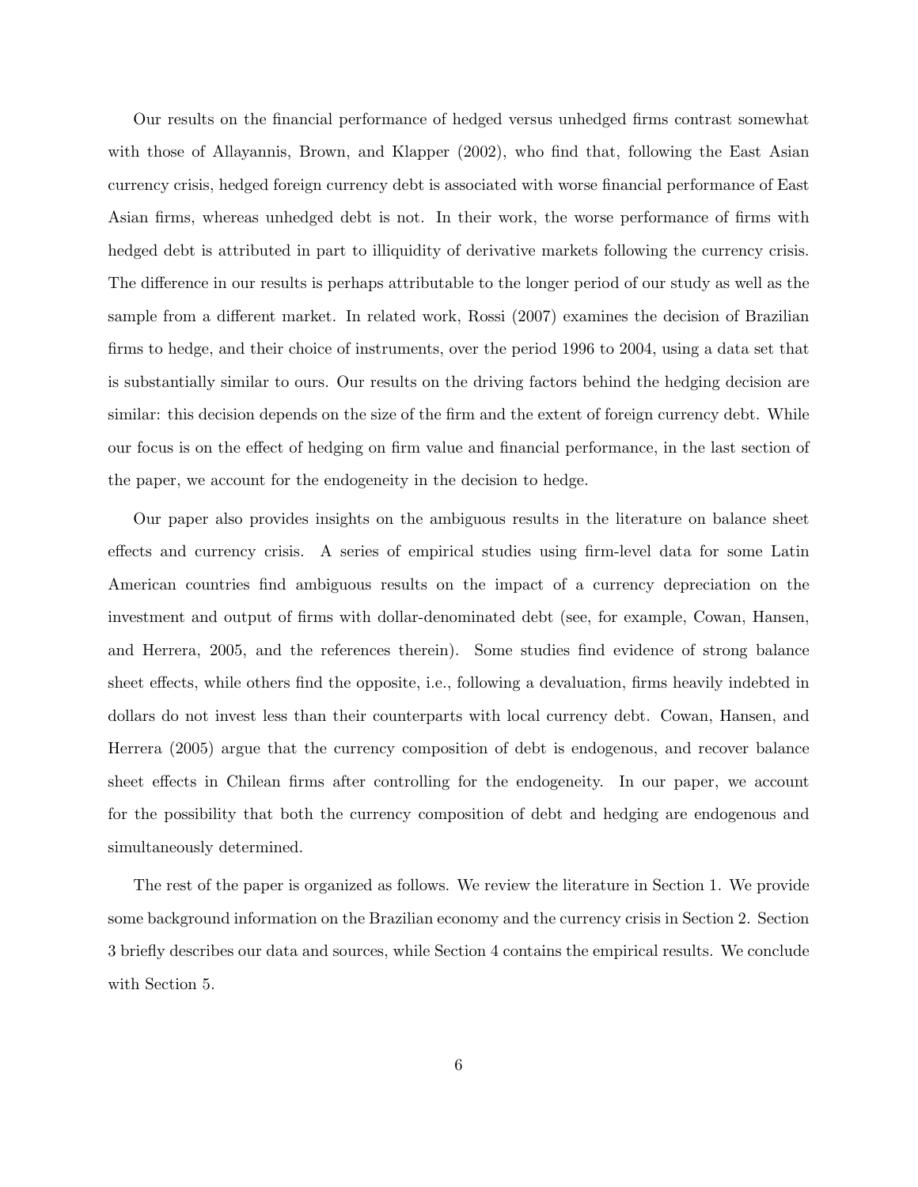Our results on the financial performance of hedged versus unhedged firms contrast somewhat with those of Allayannis, Brown, and Klapper (2002), who find that, following the East Asian currency crisis, hedged foreign currency debt is associated with worse financial performance of East Asian firms, whereas unhedged debt is not. In their work, the worse performance of firms with hedged debt is attributed in part to illiquidity of derivative markets following the currency crisis. The difference in our results is perhaps attributable to the longer period of our study as well as the sample from a different market. In related work, Rossi (2007) examines the decision of Brazilian firms to hedge, and their choice of instruments, over the period 1996 to 2004, using a data set that is substantially similar to ours. Our results on the driving factors behind the hedging decision are similar: this decision depends on the size of the firm and the extent of foreign currency debt. While our focus is on the effect of hedging on firm value and financial performance, in the last section of the paper, we account for the endogeneity in the decision to hedge.

Our paper also provides insights on the ambiguous results in the literature on balance sheet effects and currency crisis. A series of empirical studies using firm-level data for some Latin American countries find ambiguous results on the impact of a currency depreciation on the investment and output of firms with dollar-denominated debt (see, for example, Cowan, Hansen, and Herrera, 2005, and the references therein). Some studies find evidence of strong balance sheet effects, while others find the opposite, i.e., following a devaluation, firms heavily indebted in dollars do not invest less than their counterparts with local currency debt. Cowan, Hansen, and Herrera (2005) argue that the currency composition of debt is endogenous, and recover balance sheet effects in Chilean firms after controlling for the endogeneity. In our paper, we account for the possibility that both the currency composition of debt and hedging are endogenous and simultaneously determined.

The rest of the paper is organized as follows. We review the literature in Section 1. We provide some background information on the Brazilian economy and the currency crisis in Section 2. Section 3 briefly describes our data and sources, while Section 4 contains the empirical results. We conclude with Section 5.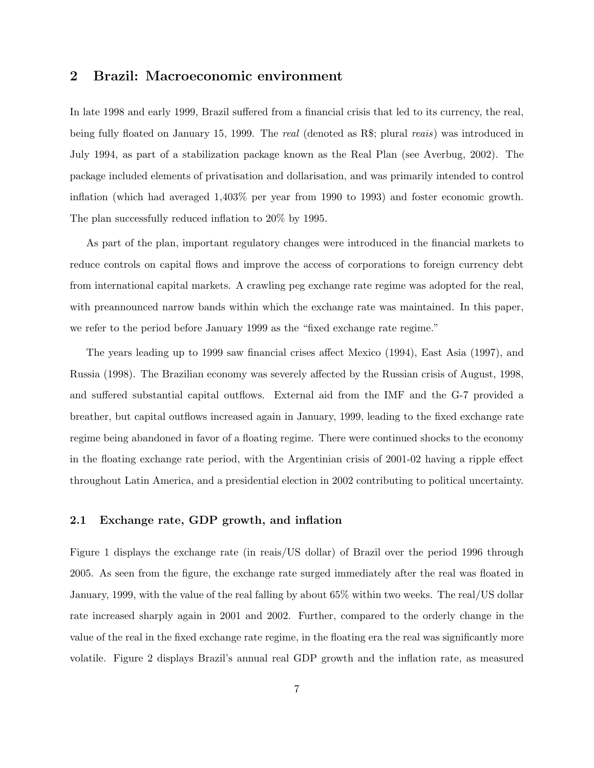## 2 Brazil: Macroeconomic environment

In late 1998 and early 1999, Brazil suffered from a financial crisis that led to its currency, the real, being fully floated on January 15, 1999. The *real* (denoted as R$; plural *reais*) was introduced in July 1994, as part of a stabilization package known as the Real Plan (see Averbug, 2002). The package included elements of privatisation and dollarisation, and was primarily intended to control inflation (which had averaged 1,403% per year from 1990 to 1993) and foster economic growth. The plan successfully reduced inflation to 20% by 1995.

As part of the plan, important regulatory changes were introduced in the financial markets to reduce controls on capital flows and improve the access of corporations to foreign currency debt from international capital markets. A crawling peg exchange rate regime was adopted for the real, with preannounced narrow bands within which the exchange rate was maintained. In this paper, we refer to the period before January 1999 as the "fixed exchange rate regime."

The years leading up to 1999 saw financial crises affect Mexico (1994), East Asia (1997), and Russia (1998). The Brazilian economy was severely affected by the Russian crisis of August, 1998, and suffered substantial capital outflows. External aid from the IMF and the G-7 provided a breather, but capital outflows increased again in January, 1999, leading to the fixed exchange rate regime being abandoned in favor of a floating regime. There were continued shocks to the economy in the floating exchange rate period, with the Argentinian crisis of 2001-02 having a ripple effect throughout Latin America, and a presidential election in 2002 contributing to political uncertainty.

### 2.1 Exchange rate, GDP growth, and inflation

Figure 1 displays the exchange rate (in reais/US dollar) of Brazil over the period 1996 through 2005. As seen from the figure, the exchange rate surged immediately after the real was floated in January, 1999, with the value of the real falling by about 65% within two weeks. The real/US dollar rate increased sharply again in 2001 and 2002. Further, compared to the orderly change in the value of the real in the fixed exchange rate regime, in the floating era the real was significantly more volatile. Figure 2 displays Brazil's annual real GDP growth and the inflation rate, as measured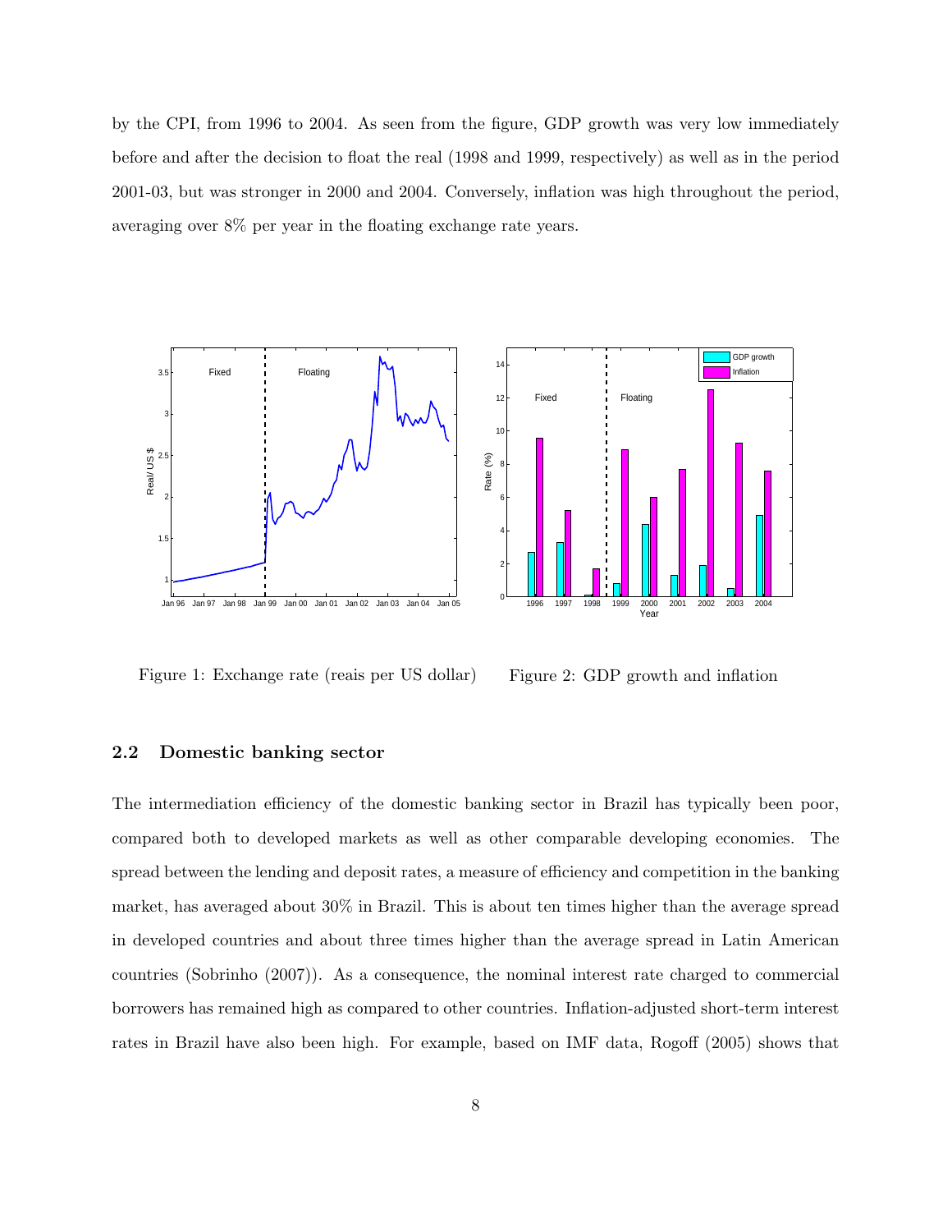by the CPI, from 1996 to 2004. As seen from the figure, GDP growth was very low immediately before and after the decision to float the real (1998 and 1999, respectively) as well as in the period 2001-03, but was stronger in 2000 and 2004. Conversely, inflation was high throughout the period, averaging over 8% per year in the floating exchange rate years.

Figure 1: Exchange rate (reais per US dollar)

Figure 2: GDP growth and inflation

## 2.2 Domestic banking sector

The intermediation efficiency of the domestic banking sector in Brazil has typically been poor, compared both to developed markets as well as other comparable developing economies. The spread between the lending and deposit rates, a measure of efficiency and competition in the banking market, has averaged about 30% in Brazil. This is about ten times higher than the average spread in developed countries and about three times higher than the average spread in Latin American countries (Sobrinho (2007)). As a consequence, the nominal interest rate charged to commercial borrowers has remained high as compared to other countries. Inflation-adjusted short-term interest rates in Brazil have also been high. For example, based on IMF data, Rogoff (2005) shows that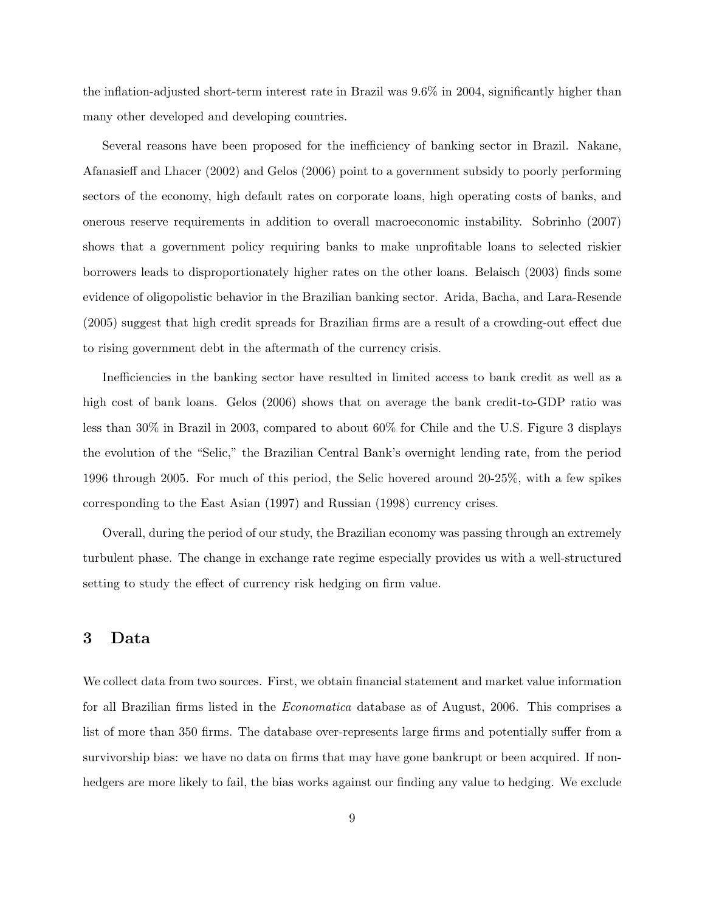the inflation-adjusted short-term interest rate in Brazil was 9.6% in 2004, significantly higher than many other developed and developing countries.

Several reasons have been proposed for the inefficiency of banking sector in Brazil. Nakane, Afanasieff and Lhacer (2002) and Gelos (2006) point to a government subsidy to poorly performing sectors of the economy, high default rates on corporate loans, high operating costs of banks, and onerous reserve requirements in addition to overall macroeconomic instability. Sobrinho (2007) shows that a government policy requiring banks to make unprofitable loans to selected riskier borrowers leads to disproportionately higher rates on the other loans. Belaisch (2003) finds some evidence of oligopolistic behavior in the Brazilian banking sector. Arida, Bacha, and Lara-Resende (2005) suggest that high credit spreads for Brazilian firms are a result of a crowding-out effect due to rising government debt in the aftermath of the currency crisis.

Inefficiencies in the banking sector have resulted in limited access to bank credit as well as a high cost of bank loans. Gelos (2006) shows that on average the bank credit-to-GDP ratio was less than 30% in Brazil in 2003, compared to about 60% for Chile and the U.S. Figure 3 displays the evolution of the "Selic," the Brazilian Central Bank's overnight lending rate, from the period 1996 through 2005. For much of this period, the Selic hovered around 20-25%, with a few spikes corresponding to the East Asian (1997) and Russian (1998) currency crises.

Overall, during the period of our study, the Brazilian economy was passing through an extremely turbulent phase. The change in exchange rate regime especially provides us with a well-structured setting to study the effect of currency risk hedging on firm value.

## 3 Data

We collect data from two sources. First, we obtain financial statement and market value information for all Brazilian firms listed in the *Economatica* database as of August, 2006. This comprises a list of more than 350 firms. The database over-represents large firms and potentially suffer from a survivorship bias: we have no data on firms that may have gone bankrupt or been acquired. If non-hedgers are more likely to fail, the bias works against our finding any value to hedging. We exclude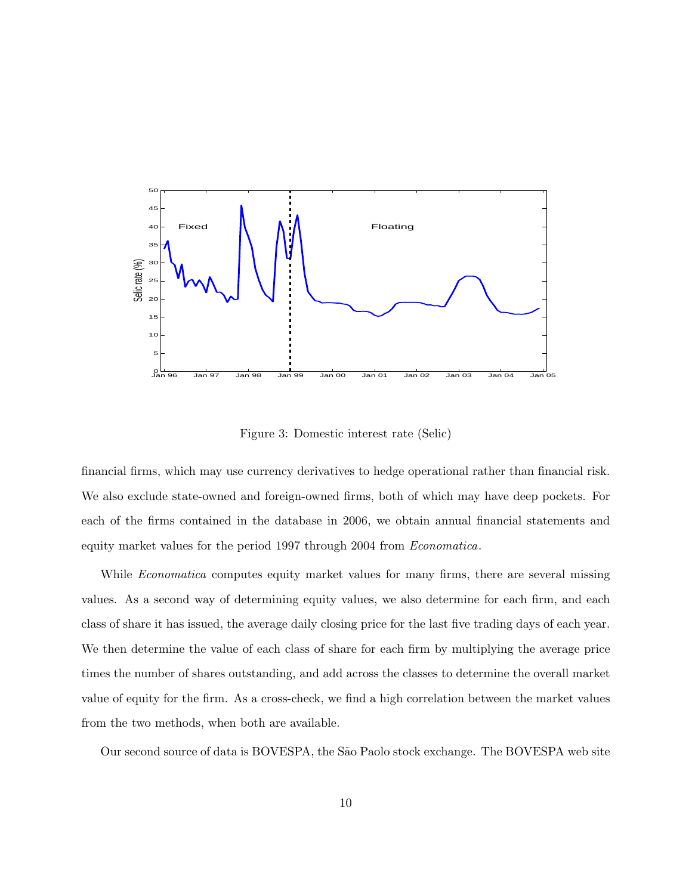Figure 3: Domestic interest rate (Selic)

financial firms, which may use currency derivatives to hedge operational rather than financial risk. We also exclude state-owned and foreign-owned firms, both of which may have deep pockets. For each of the firms contained in the database in 2006, we obtain annual financial statements and equity market values for the period 1997 through 2004 from *Economatica*.

While *Economatica* computes equity market values for many firms, there are several missing values. As a second way of determining equity values, we also determine for each firm, and each class of share it has issued, the average daily closing price for the last five trading days of each year. We then determine the value of each class of share for each firm by multiplying the average price times the number of shares outstanding, and add across the classes to determine the overall market value of equity for the firm. As a cross-check, we find a high correlation between the market values from the two methods, when both are available.

Our second source of data is BOVESPA, the São Paolo stock exchange. The BOVESPA web site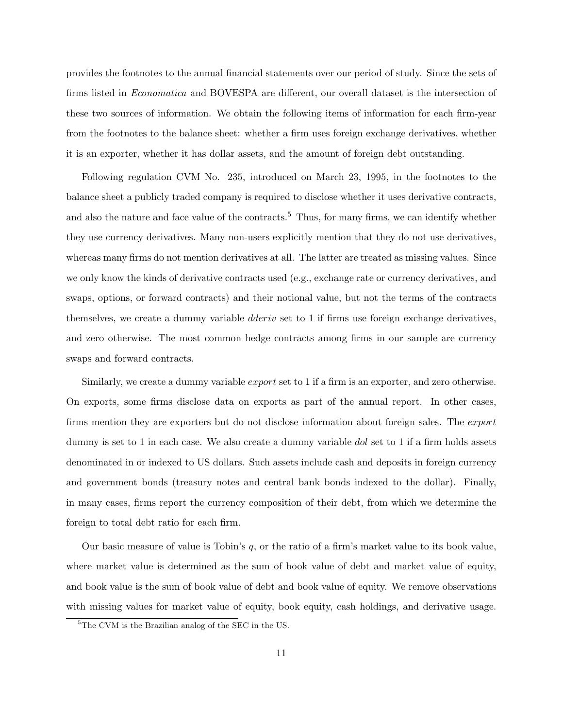provides the footnotes to the annual financial statements over our period of study. Since the sets of firms listed in *Economatica* and BOVESPA are different, our overall dataset is the intersection of these two sources of information. We obtain the following items of information for each firm-year from the footnotes to the balance sheet: whether a firm uses foreign exchange derivatives, whether it is an exporter, whether it has dollar assets, and the amount of foreign debt outstanding.

Following regulation CVM No. 235, introduced on March 23, 1995, in the footnotes to the balance sheet a publicly traded company is required to disclose whether it uses derivative contracts, and also the nature and face value of the contracts.[5] Thus, for many firms, we can identify whether they use currency derivatives. Many non-users explicitly mention that they do not use derivatives, whereas many firms do not mention derivatives at all. The latter are treated as missing values. Since we only know the kinds of derivative contracts used (e.g., exchange rate or currency derivatives, and swaps, options, or forward contracts) and their notional value, but not the terms of the contracts themselves, we create a dummy variable *dderiv* set to 1 if firms use foreign exchange derivatives, and zero otherwise. The most common hedge contracts among firms in our sample are currency swaps and forward contracts.

Similarly, we create a dummy variable *export* set to 1 if a firm is an exporter, and zero otherwise. On exports, some firms disclose data on exports as part of the annual report. In other cases, firms mention they are exporters but do not disclose information about foreign sales. The *export* dummy is set to 1 in each case. We also create a dummy variable *dol* set to 1 if a firm holds assets denominated in or indexed to US dollars. Such assets include cash and deposits in foreign currency and government bonds (treasury notes and central bank bonds indexed to the dollar). Finally, in many cases, firms report the currency composition of their debt, from which we determine the foreign to total debt ratio for each firm.

Our basic measure of value is Tobin's $q$, or the ratio of a firm's market value to its book value, where market value is determined as the sum of book value of debt and market value of equity, and book value is the sum of book value of debt and book value of equity. We remove observations with missing values for market value of equity, book equity, cash holdings, and derivative usage.

[5] The CVM is the Brazilian analog of the SEC in the US.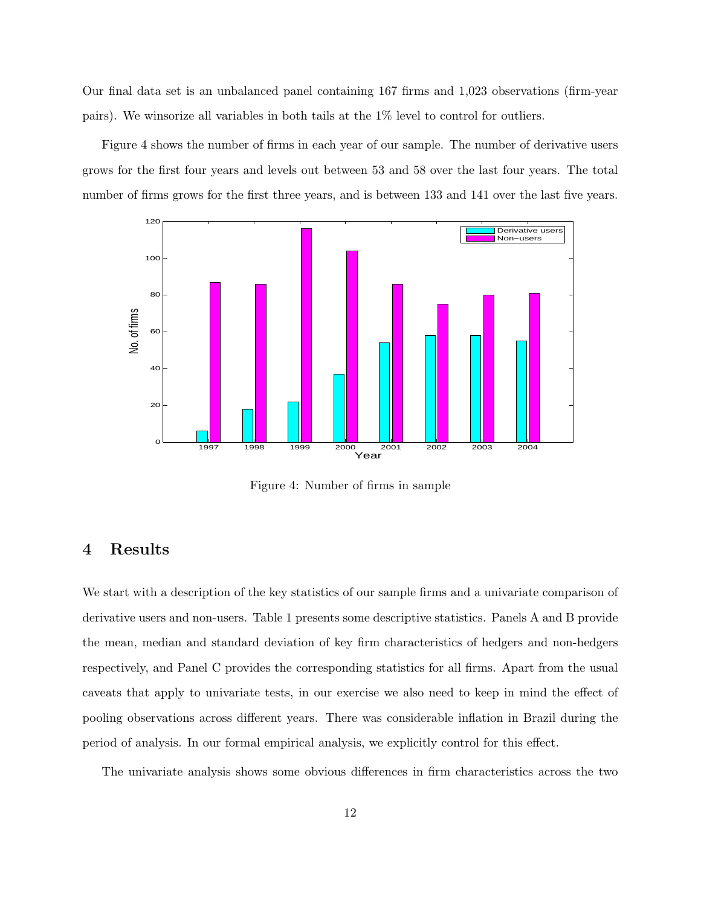Our final data set is an unbalanced panel containing 167 firms and 1,023 observations (firm-year pairs). We winsorize all variables in both tails at the 1% level to control for outliers.

Figure 4 shows the number of firms in each year of our sample. The number of derivative users grows for the first four years and levels out between 53 and 58 over the last four years. The total number of firms grows for the first three years, and is between 133 and 141 over the last five years.

Figure 4: Number of firms in sample

## 4 Results

We start with a description of the key statistics of our sample firms and a univariate comparison of derivative users and non-users. Table 1 presents some descriptive statistics. Panels A and B provide the mean, median and standard deviation of key firm characteristics of hedgers and non-hedgers respectively, and Panel C provides the corresponding statistics for all firms. Apart from the usual caveats that apply to univariate tests, in our exercise we also need to keep in mind the effect of pooling observations across different years. There was considerable inflation in Brazil during the period of analysis. In our formal empirical analysis, we explicitly control for this effect.

The univariate analysis shows some obvious differences in firm characteristics across the two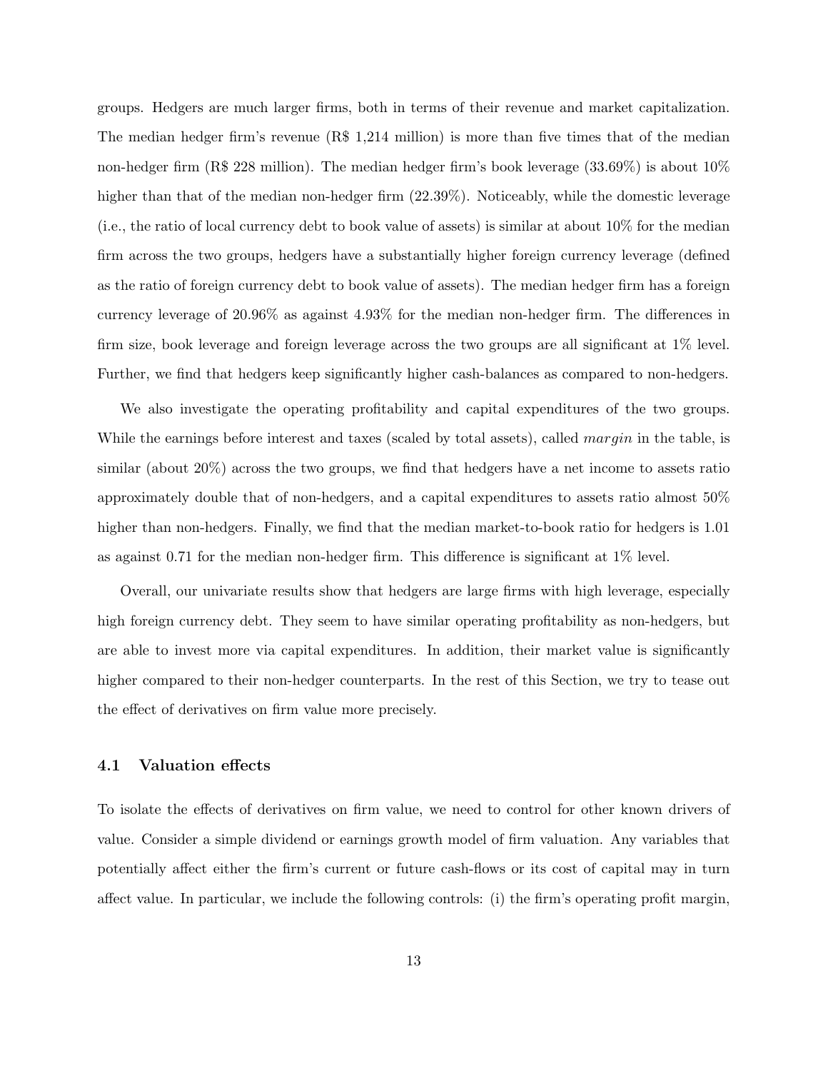groups. Hedgers are much larger firms, both in terms of their revenue and market capitalization. The median hedger firm's revenue (R$ 1,214 million) is more than five times that of the median non-hedger firm (R$ 228 million). The median hedger firm's book leverage (33.69%) is about 10% higher than that of the median non-hedger firm (22.39%). Noticeably, while the domestic leverage (i.e., the ratio of local currency debt to book value of assets) is similar at about 10% for the median firm across the two groups, hedgers have a substantially higher foreign currency leverage (defined as the ratio of foreign currency debt to book value of assets). The median hedger firm has a foreign currency leverage of 20.96% as against 4.93% for the median non-hedger firm. The differences in firm size, book leverage and foreign leverage across the two groups are all significant at 1% level. Further, we find that hedgers keep significantly higher cash-balances as compared to non-hedgers.

We also investigate the operating profitability and capital expenditures of the two groups. While the earnings before interest and taxes (scaled by total assets), called *margin* in the table, is similar (about 20%) across the two groups, we find that hedgers have a net income to assets ratio approximately double that of non-hedgers, and a capital expenditures to assets ratio almost 50% higher than non-hedgers. Finally, we find that the median market-to-book ratio for hedgers is 1.01 as against 0.71 for the median non-hedger firm. This difference is significant at 1% level.

Overall, our univariate results show that hedgers are large firms with high leverage, especially high foreign currency debt. They seem to have similar operating profitability as non-hedgers, but are able to invest more via capital expenditures. In addition, their market value is significantly higher compared to their non-hedger counterparts. In the rest of this Section, we try to tease out the effect of derivatives on firm value more precisely.

### 4.1 Valuation effects

To isolate the effects of derivatives on firm value, we need to control for other known drivers of value. Consider a simple dividend or earnings growth model of firm valuation. Any variables that potentially affect either the firm's current or future cash-flows or its cost of capital may in turn affect value. In particular, we include the following controls: (i) the firm's operating profit margin,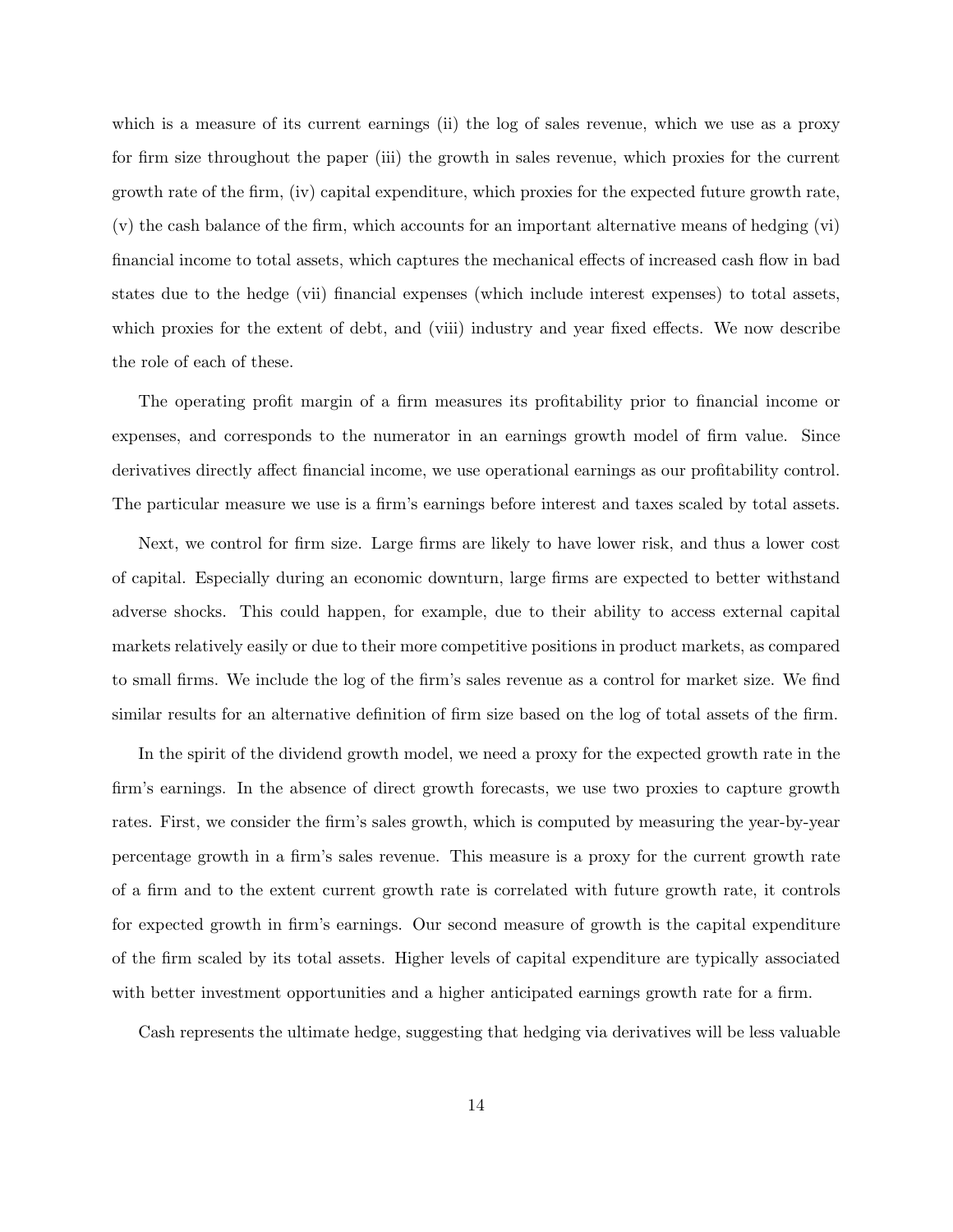which is a measure of its current earnings (ii) the log of sales revenue, which we use as a proxy for firm size throughout the paper (iii) the growth in sales revenue, which proxies for the current growth rate of the firm, (iv) capital expenditure, which proxies for the expected future growth rate, (v) the cash balance of the firm, which accounts for an important alternative means of hedging (vi) financial income to total assets, which captures the mechanical effects of increased cash flow in bad states due to the hedge (vii) financial expenses (which include interest expenses) to total assets, which proxies for the extent of debt, and (viii) industry and year fixed effects. We now describe the role of each of these.

The operating profit margin of a firm measures its profitability prior to financial income or expenses, and corresponds to the numerator in an earnings growth model of firm value. Since derivatives directly affect financial income, we use operational earnings as our profitability control. The particular measure we use is a firm's earnings before interest and taxes scaled by total assets.

Next, we control for firm size. Large firms are likely to have lower risk, and thus a lower cost of capital. Especially during an economic downturn, large firms are expected to better withstand adverse shocks. This could happen, for example, due to their ability to access external capital markets relatively easily or due to their more competitive positions in product markets, as compared to small firms. We include the log of the firm's sales revenue as a control for market size. We find similar results for an alternative definition of firm size based on the log of total assets of the firm.

In the spirit of the dividend growth model, we need a proxy for the expected growth rate in the firm's earnings. In the absence of direct growth forecasts, we use two proxies to capture growth rates. First, we consider the firm's sales growth, which is computed by measuring the year-by-year percentage growth in a firm's sales revenue. This measure is a proxy for the current growth rate of a firm and to the extent current growth rate is correlated with future growth rate, it controls for expected growth in firm's earnings. Our second measure of growth is the capital expenditure of the firm scaled by its total assets. Higher levels of capital expenditure are typically associated with better investment opportunities and a higher anticipated earnings growth rate for a firm.

Cash represents the ultimate hedge, suggesting that hedging via derivatives will be less valuable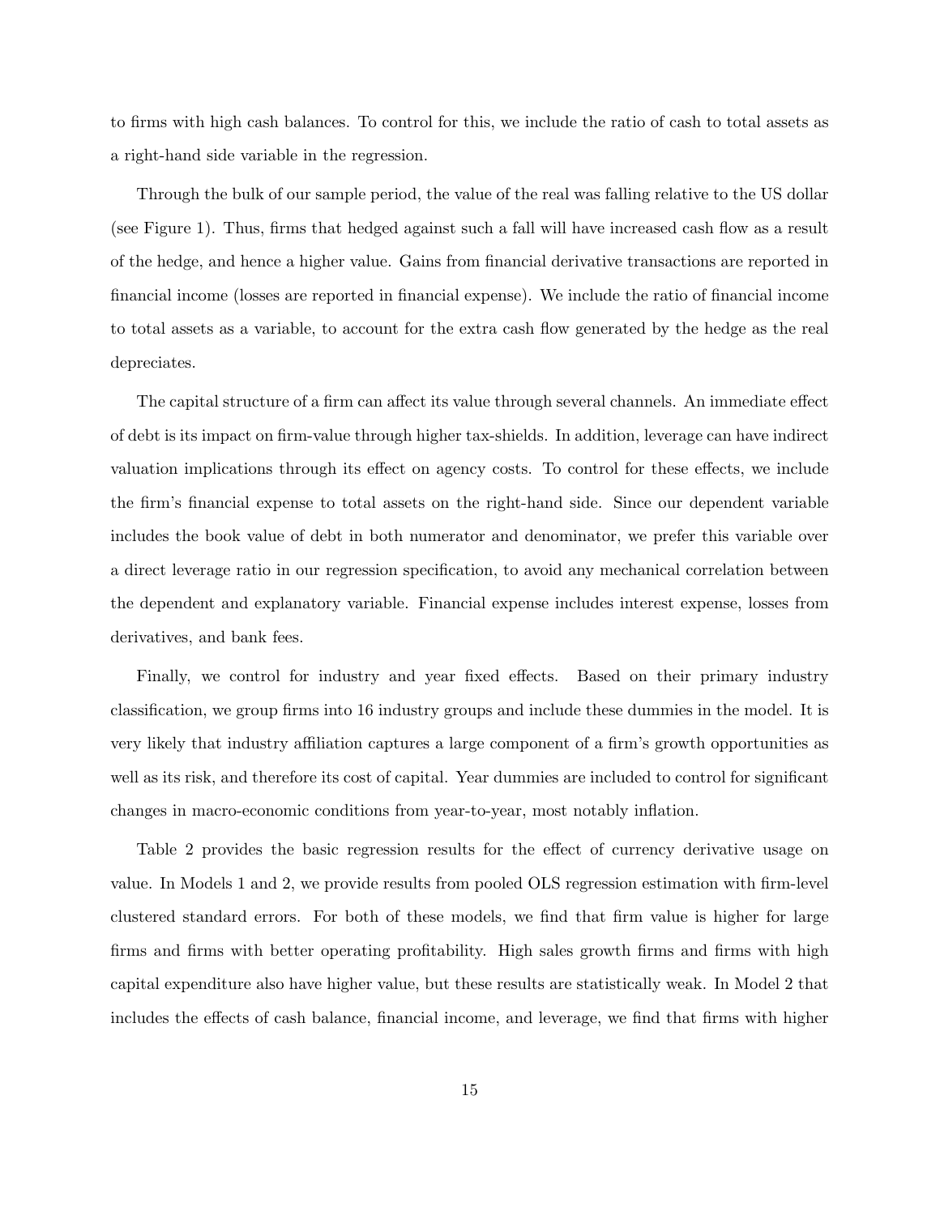to firms with high cash balances. To control for this, we include the ratio of cash to total assets as a right-hand side variable in the regression.

Through the bulk of our sample period, the value of the real was falling relative to the US dollar (see Figure 1). Thus, firms that hedged against such a fall will have increased cash flow as a result of the hedge, and hence a higher value. Gains from financial derivative transactions are reported in financial income (losses are reported in financial expense). We include the ratio of financial income to total assets as a variable, to account for the extra cash flow generated by the hedge as the real depreciates.

The capital structure of a firm can affect its value through several channels. An immediate effect of debt is its impact on firm-value through higher tax-shields. In addition, leverage can have indirect valuation implications through its effect on agency costs. To control for these effects, we include the firm's financial expense to total assets on the right-hand side. Since our dependent variable includes the book value of debt in both numerator and denominator, we prefer this variable over a direct leverage ratio in our regression specification, to avoid any mechanical correlation between the dependent and explanatory variable. Financial expense includes interest expense, losses from derivatives, and bank fees.

Finally, we control for industry and year fixed effects. Based on their primary industry classification, we group firms into 16 industry groups and include these dummies in the model. It is very likely that industry affiliation captures a large component of a firm's growth opportunities as well as its risk, and therefore its cost of capital. Year dummies are included to control for significant changes in macro-economic conditions from year-to-year, most notably inflation.

Table 2 provides the basic regression results for the effect of currency derivative usage on value. In Models 1 and 2, we provide results from pooled OLS regression estimation with firm-level clustered standard errors. For both of these models, we find that firm value is higher for large firms and firms with better operating profitability. High sales growth firms and firms with high capital expenditure also have higher value, but these results are statistically weak. In Model 2 that includes the effects of cash balance, financial income, and leverage, we find that firms with higher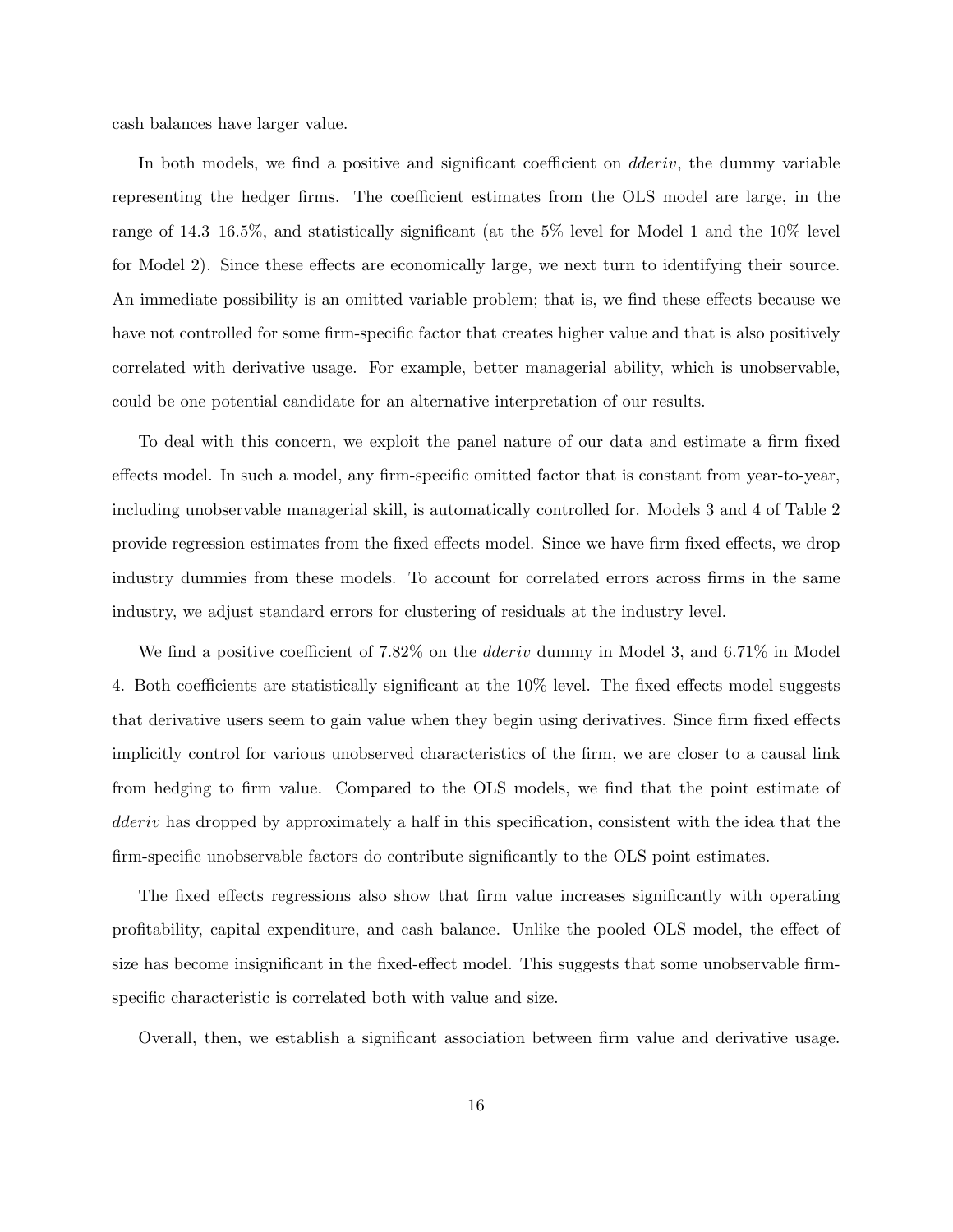cash balances have larger value.

In both models, we find a positive and significant coefficient on *dderiv*, the dummy variable representing the hedger firms. The coefficient estimates from the OLS model are large, in the range of 14.3–16.5%, and statistically significant (at the 5% level for Model 1 and the 10% level for Model 2). Since these effects are economically large, we next turn to identifying their source. An immediate possibility is an omitted variable problem; that is, we find these effects because we have not controlled for some firm-specific factor that creates higher value and that is also positively correlated with derivative usage. For example, better managerial ability, which is unobservable, could be one potential candidate for an alternative interpretation of our results.

To deal with this concern, we exploit the panel nature of our data and estimate a firm fixed effects model. In such a model, any firm-specific omitted factor that is constant from year-to-year, including unobservable managerial skill, is automatically controlled for. Models 3 and 4 of Table 2 provide regression estimates from the fixed effects model. Since we have firm fixed effects, we drop industry dummies from these models. To account for correlated errors across firms in the same industry, we adjust standard errors for clustering of residuals at the industry level.

We find a positive coefficient of 7.82% on the *dderiv* dummy in Model 3, and 6.71% in Model 4. Both coefficients are statistically significant at the 10% level. The fixed effects model suggests that derivative users seem to gain value when they begin using derivatives. Since firm fixed effects implicitly control for various unobserved characteristics of the firm, we are closer to a causal link from hedging to firm value. Compared to the OLS models, we find that the point estimate of *dderiv* has dropped by approximately a half in this specification, consistent with the idea that the firm-specific unobservable factors do contribute significantly to the OLS point estimates.

The fixed effects regressions also show that firm value increases significantly with operating profitability, capital expenditure, and cash balance. Unlike the pooled OLS model, the effect of size has become insignificant in the fixed-effect model. This suggests that some unobservable firm-specific characteristic is correlated both with value and size.

Overall, then, we establish a significant association between firm value and derivative usage.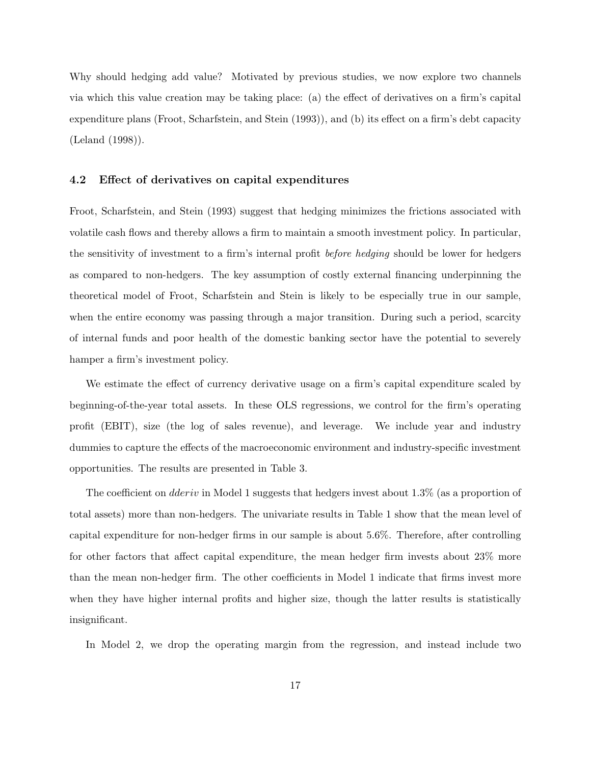Why should hedging add value? Motivated by previous studies, we now explore two channels via which this value creation may be taking place: (a) the effect of derivatives on a firm's capital expenditure plans (Froot, Scharfstein, and Stein (1993)), and (b) its effect on a firm's debt capacity (Leland (1998)).

### 4.2 Effect of derivatives on capital expenditures

Froot, Scharfstein, and Stein (1993) suggest that hedging minimizes the frictions associated with volatile cash flows and thereby allows a firm to maintain a smooth investment policy. In particular, the sensitivity of investment to a firm's internal profit *before hedging* should be lower for hedgers as compared to non-hedgers. The key assumption of costly external financing underpinning the theoretical model of Froot, Scharfstein and Stein is likely to be especially true in our sample, when the entire economy was passing through a major transition. During such a period, scarcity of internal funds and poor health of the domestic banking sector have the potential to severely hamper a firm's investment policy.

We estimate the effect of currency derivative usage on a firm's capital expenditure scaled by beginning-of-the-year total assets. In these OLS regressions, we control for the firm's operating profit (EBIT), size (the log of sales revenue), and leverage. We include year and industry dummies to capture the effects of the macroeconomic environment and industry-specific investment opportunities. The results are presented in Table 3.

The coefficient on *dderiv* in Model 1 suggests that hedgers invest about 1.3% (as a proportion of total assets) more than non-hedgers. The univariate results in Table 1 show that the mean level of capital expenditure for non-hedger firms in our sample is about 5.6%. Therefore, after controlling for other factors that affect capital expenditure, the mean hedger firm invests about 23% more than the mean non-hedger firm. The other coefficients in Model 1 indicate that firms invest more when they have higher internal profits and higher size, though the latter results is statistically insignificant.

In Model 2, we drop the operating margin from the regression, and instead include two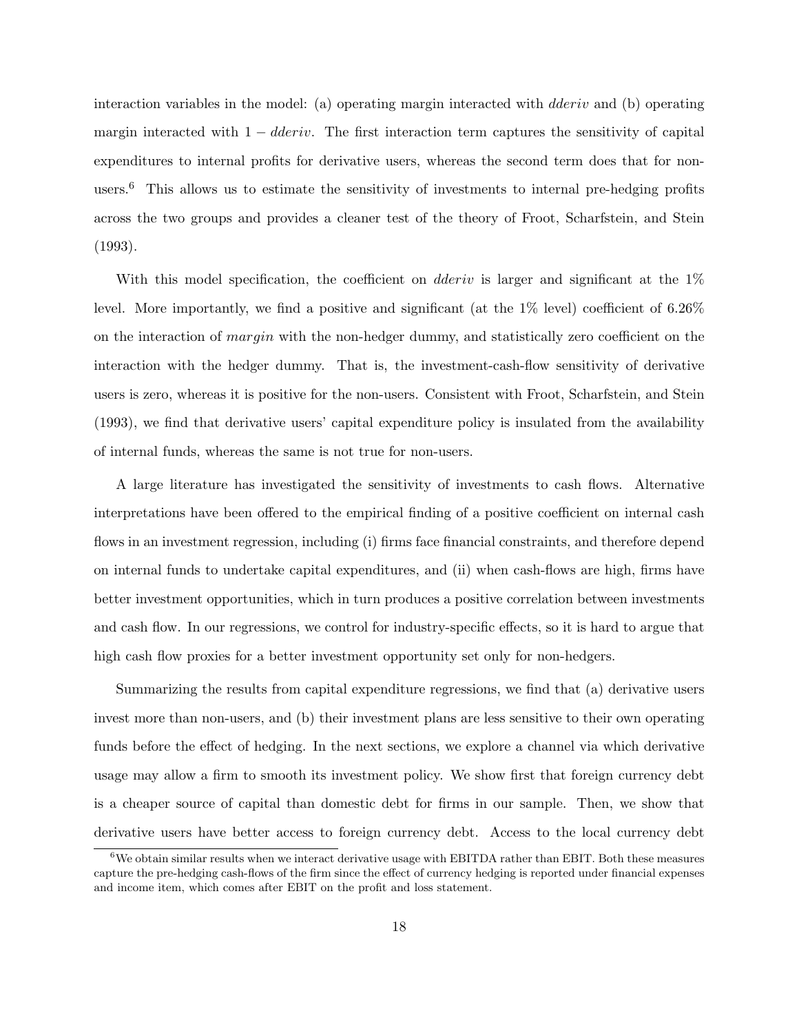interaction variables in the model: (a) operating margin interacted with *dderiv* and (b) operating margin interacted with $1 - dderiv$. The first interaction term captures the sensitivity of capital expenditures to internal profits for derivative users, whereas the second term does that for non-users.[6] This allows us to estimate the sensitivity of investments to internal pre-hedging profits across the two groups and provides a cleaner test of the theory of Froot, Scharfstein, and Stein (1993).

With this model specification, the coefficient on *dderiv* is larger and significant at the 1% level. More importantly, we find a positive and significant (at the 1% level) coefficient of 6.26% on the interaction of *margin* with the non-hedger dummy, and statistically zero coefficient on the interaction with the hedger dummy. That is, the investment-cash-flow sensitivity of derivative users is zero, whereas it is positive for the non-users. Consistent with Froot, Scharfstein, and Stein (1993), we find that derivative users' capital expenditure policy is insulated from the availability of internal funds, whereas the same is not true for non-users.

A large literature has investigated the sensitivity of investments to cash flows. Alternative interpretations have been offered to the empirical finding of a positive coefficient on internal cash flows in an investment regression, including (i) firms face financial constraints, and therefore depend on internal funds to undertake capital expenditures, and (ii) when cash-flows are high, firms have better investment opportunities, which in turn produces a positive correlation between investments and cash flow. In our regressions, we control for industry-specific effects, so it is hard to argue that high cash flow proxies for a better investment opportunity set only for non-hedgers.

Summarizing the results from capital expenditure regressions, we find that (a) derivative users invest more than non-users, and (b) their investment plans are less sensitive to their own operating funds before the effect of hedging. In the next sections, we explore a channel via which derivative usage may allow a firm to smooth its investment policy. We show first that foreign currency debt is a cheaper source of capital than domestic debt for firms in our sample. Then, we show that derivative users have better access to foreign currency debt. Access to the local currency debt

[6] We obtain similar results when we interact derivative usage with EBITDA rather than EBIT. Both these measures capture the pre-hedging cash-flows of the firm since the effect of currency hedging is reported under financial expenses and income item, which comes after EBIT on the profit and loss statement.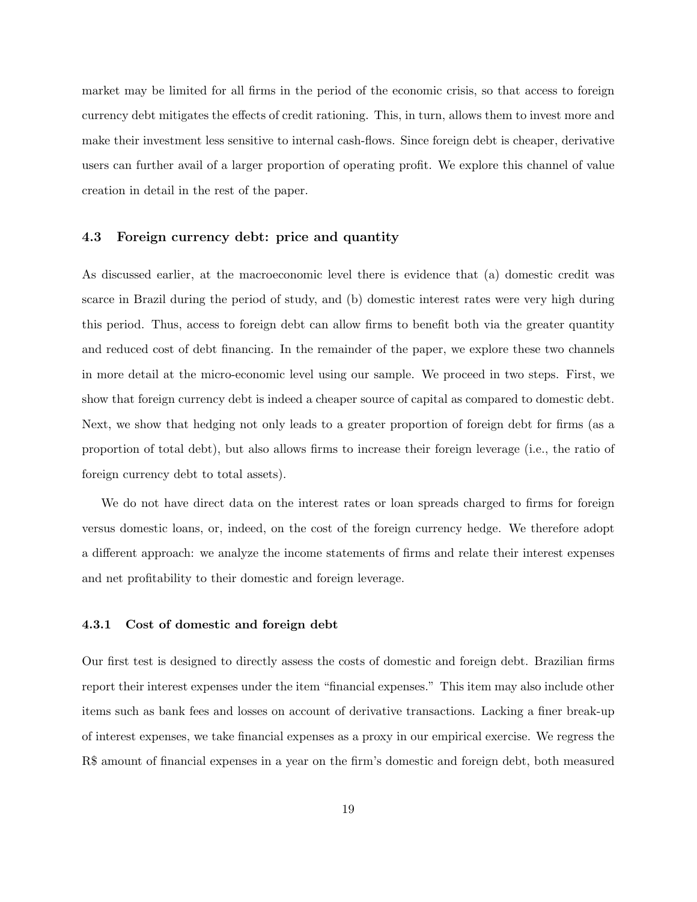market may be limited for all firms in the period of the economic crisis, so that access to foreign currency debt mitigates the effects of credit rationing. This, in turn, allows them to invest more and make their investment less sensitive to internal cash-flows. Since foreign debt is cheaper, derivative users can further avail of a larger proportion of operating profit. We explore this channel of value creation in detail in the rest of the paper.

### 4.3 Foreign currency debt: price and quantity

As discussed earlier, at the macroeconomic level there is evidence that (a) domestic credit was scarce in Brazil during the period of study, and (b) domestic interest rates were very high during this period. Thus, access to foreign debt can allow firms to benefit both via the greater quantity and reduced cost of debt financing. In the remainder of the paper, we explore these two channels in more detail at the micro-economic level using our sample. We proceed in two steps. First, we show that foreign currency debt is indeed a cheaper source of capital as compared to domestic debt. Next, we show that hedging not only leads to a greater proportion of foreign debt for firms (as a proportion of total debt), but also allows firms to increase their foreign leverage (i.e., the ratio of foreign currency debt to total assets).

We do not have direct data on the interest rates or loan spreads charged to firms for foreign versus domestic loans, or, indeed, on the cost of the foreign currency hedge. We therefore adopt a different approach: we analyze the income statements of firms and relate their interest expenses and net profitability to their domestic and foreign leverage.

#### 4.3.1 Cost of domestic and foreign debt

Our first test is designed to directly assess the costs of domestic and foreign debt. Brazilian firms report their interest expenses under the item "financial expenses." This item may also include other items such as bank fees and losses on account of derivative transactions. Lacking a finer break-up of interest expenses, we take financial expenses as a proxy in our empirical exercise. We regress the R$ amount of financial expenses in a year on the firm's domestic and foreign debt, both measured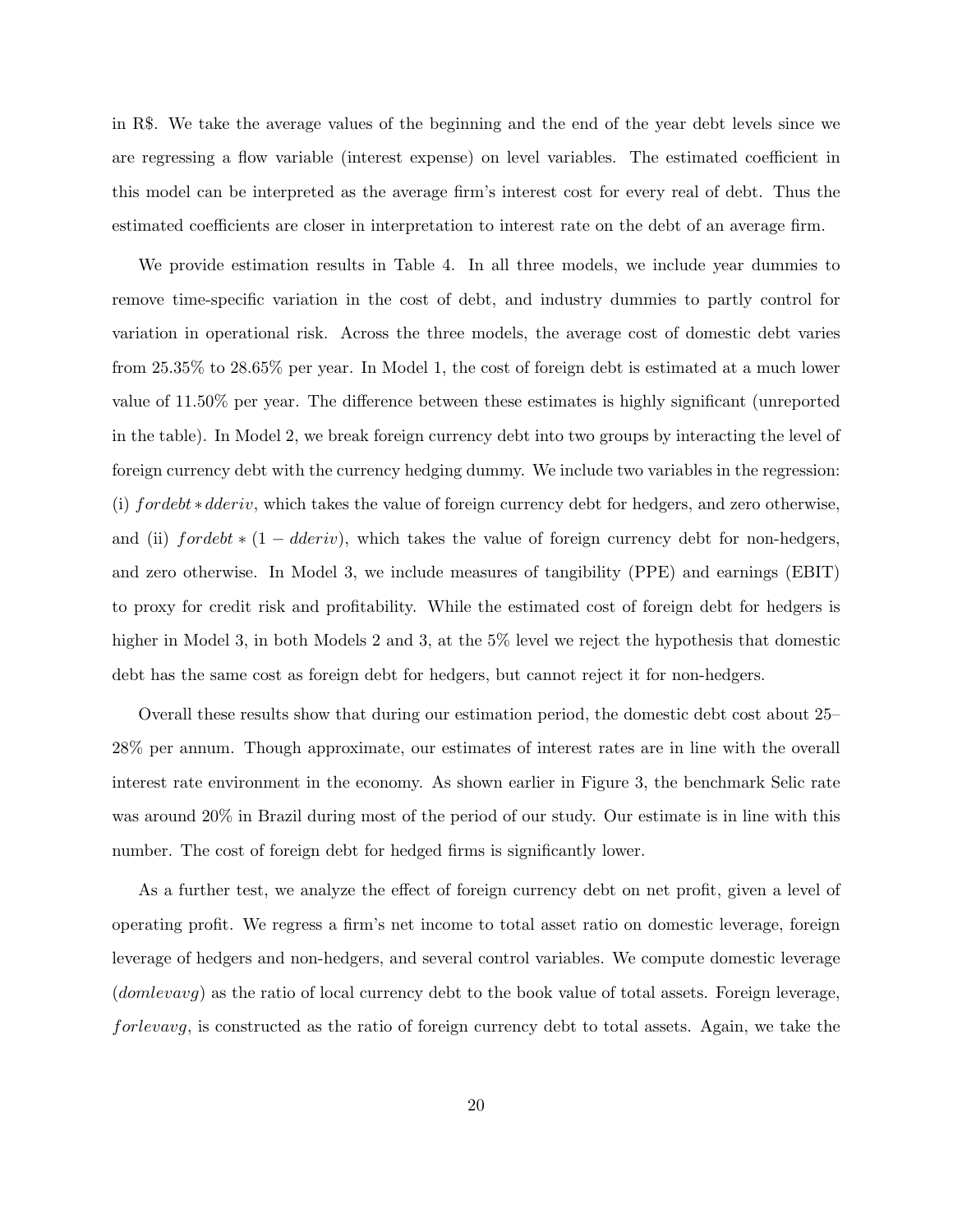in R\$. We take the average values of the beginning and the end of the year debt levels since we are regressing a flow variable (interest expense) on level variables. The estimated coefficient in this model can be interpreted as the average firm's interest cost for every real of debt. Thus the estimated coefficients are closer in interpretation to interest rate on the debt of an average firm.

We provide estimation results in Table 4. In all three models, we include year dummies to remove time-specific variation in the cost of debt, and industry dummies to partly control for variation in operational risk. Across the three models, the average cost of domestic debt varies from 25.35% to 28.65% per year. In Model 1, the cost of foreign debt is estimated at a much lower value of 11.50% per year. The difference between these estimates is highly significant (unreported in the table). In Model 2, we break foreign currency debt into two groups by interacting the level of foreign currency debt with the currency hedging dummy. We include two variables in the regression: (i) $fordebt * dderiv$, which takes the value of foreign currency debt for hedgers, and zero otherwise, and (ii) $fordebt * (1 - dderiv)$, which takes the value of foreign currency debt for non-hedgers, and zero otherwise. In Model 3, we include measures of tangibility (PPE) and earnings (EBIT) to proxy for credit risk and profitability. While the estimated cost of foreign debt for hedgers is higher in Model 3, in both Models 2 and 3, at the 5% level we reject the hypothesis that domestic debt has the same cost as foreign debt for hedgers, but cannot reject it for non-hedgers.

Overall these results show that during our estimation period, the domestic debt cost about 25–28% per annum. Though approximate, our estimates of interest rates are in line with the overall interest rate environment in the economy. As shown earlier in Figure 3, the benchmark Selic rate was around 20% in Brazil during most of the period of our study. Our estimate is in line with this number. The cost of foreign debt for hedged firms is significantly lower.

As a further test, we analyze the effect of foreign currency debt on net profit, given a level of operating profit. We regress a firm's net income to total asset ratio on domestic leverage, foreign leverage of hedgers and non-hedgers, and several control variables. We compute domestic leverage ($domlevavg$) as the ratio of local currency debt to the book value of total assets. Foreign leverage, $forlevavg$, is constructed as the ratio of foreign currency debt to total assets. Again, we take the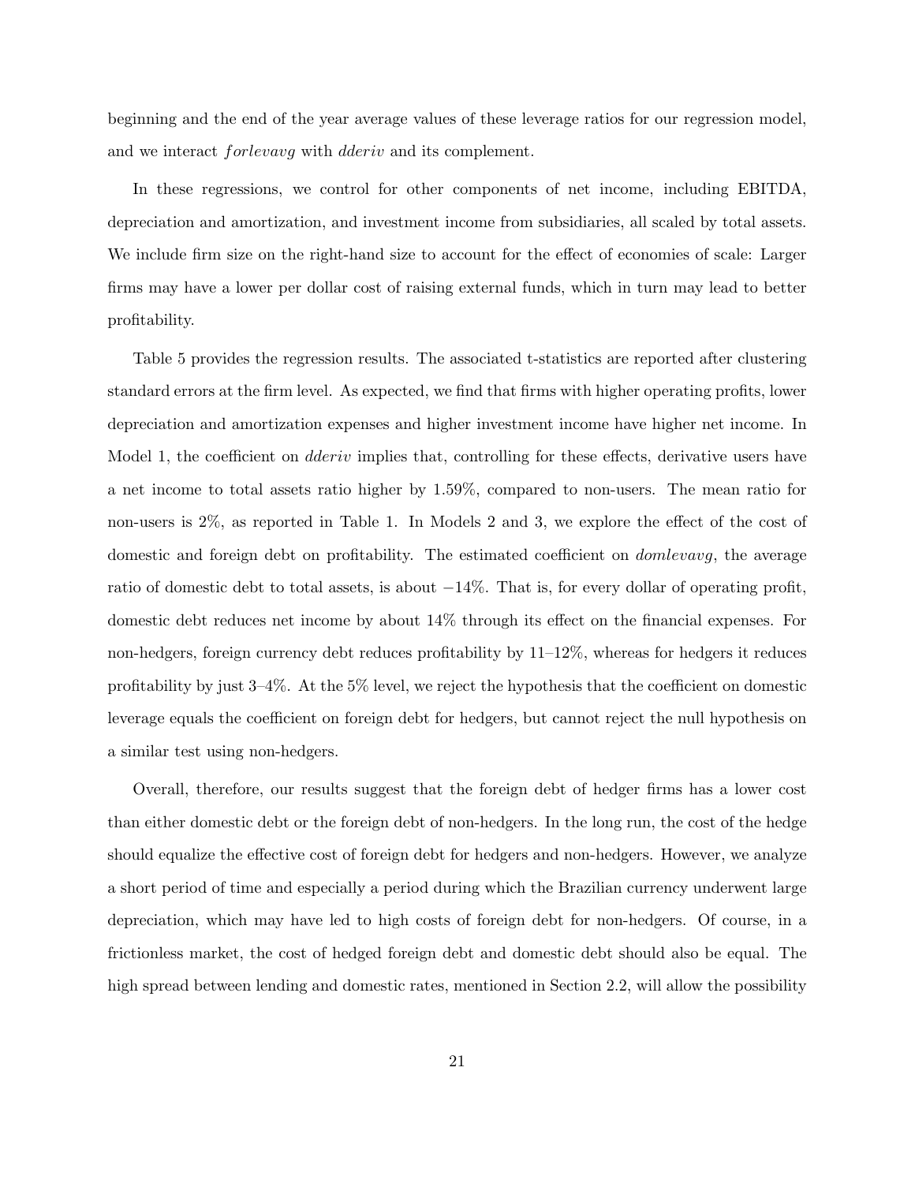beginning and the end of the year average values of these leverage ratios for our regression model, and we interact *forlevavg* with *dderiv* and its complement.

In these regressions, we control for other components of net income, including EBITDA, depreciation and amortization, and investment income from subsidiaries, all scaled by total assets. We include firm size on the right-hand size to account for the effect of economies of scale: Larger firms may have a lower per dollar cost of raising external funds, which in turn may lead to better profitability.

Table 5 provides the regression results. The associated t-statistics are reported after clustering standard errors at the firm level. As expected, we find that firms with higher operating profits, lower depreciation and amortization expenses and higher investment income have higher net income. In Model 1, the coefficient on *dderiv* implies that, controlling for these effects, derivative users have a net income to total assets ratio higher by 1.59%, compared to non-users. The mean ratio for non-users is 2%, as reported in Table 1. In Models 2 and 3, we explore the effect of the cost of domestic and foreign debt on profitability. The estimated coefficient on *domlevavg*, the average ratio of domestic debt to total assets, is about −14%. That is, for every dollar of operating profit, domestic debt reduces net income by about 14% through its effect on the financial expenses. For non-hedgers, foreign currency debt reduces profitability by 11–12%, whereas for hedgers it reduces profitability by just 3–4%. At the 5% level, we reject the hypothesis that the coefficient on domestic leverage equals the coefficient on foreign debt for hedgers, but cannot reject the null hypothesis on a similar test using non-hedgers.

Overall, therefore, our results suggest that the foreign debt of hedger firms has a lower cost than either domestic debt or the foreign debt of non-hedgers. In the long run, the cost of the hedge should equalize the effective cost of foreign debt for hedgers and non-hedgers. However, we analyze a short period of time and especially a period during which the Brazilian currency underwent large depreciation, which may have led to high costs of foreign debt for non-hedgers. Of course, in a frictionless market, the cost of hedged foreign debt and domestic debt should also be equal. The high spread between lending and domestic rates, mentioned in Section 2.2, will allow the possibility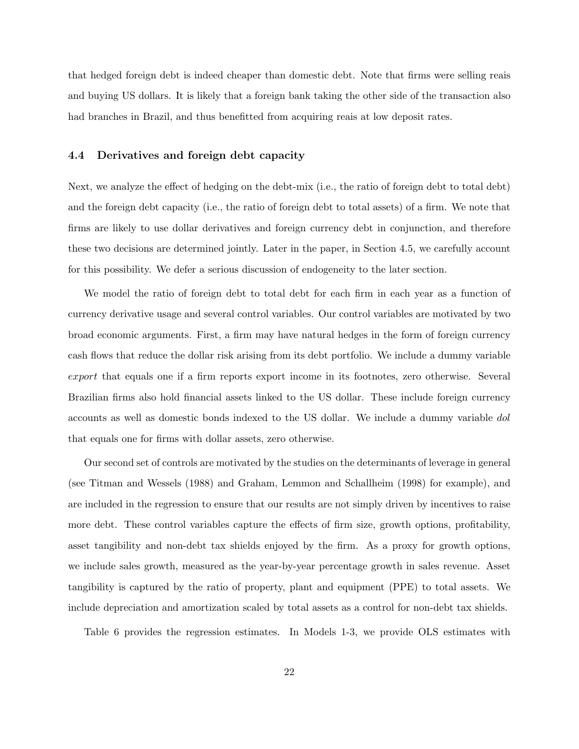that hedged foreign debt is indeed cheaper than domestic debt. Note that firms were selling reais and buying US dollars. It is likely that a foreign bank taking the other side of the transaction also had branches in Brazil, and thus benefitted from acquiring reais at low deposit rates.

### 4.4 Derivatives and foreign debt capacity

Next, we analyze the effect of hedging on the debt-mix (i.e., the ratio of foreign debt to total debt) and the foreign debt capacity (i.e., the ratio of foreign debt to total assets) of a firm. We note that firms are likely to use dollar derivatives and foreign currency debt in conjunction, and therefore these two decisions are determined jointly. Later in the paper, in Section 4.5, we carefully account for this possibility. We defer a serious discussion of endogeneity to the later section.

We model the ratio of foreign debt to total debt for each firm in each year as a function of currency derivative usage and several control variables. Our control variables are motivated by two broad economic arguments. First, a firm may have natural hedges in the form of foreign currency cash flows that reduce the dollar risk arising from its debt portfolio. We include a dummy variable *export* that equals one if a firm reports export income in its footnotes, zero otherwise. Several Brazilian firms also hold financial assets linked to the US dollar. These include foreign currency accounts as well as domestic bonds indexed to the US dollar. We include a dummy variable *dol* that equals one for firms with dollar assets, zero otherwise.

Our second set of controls are motivated by the studies on the determinants of leverage in general (see Titman and Wessels (1988) and Graham, Lemmon and Schallheim (1998) for example), and are included in the regression to ensure that our results are not simply driven by incentives to raise more debt. These control variables capture the effects of firm size, growth options, profitability, asset tangibility and non-debt tax shields enjoyed by the firm. As a proxy for growth options, we include sales growth, measured as the year-by-year percentage growth in sales revenue. Asset tangibility is captured by the ratio of property, plant and equipment (PPE) to total assets. We include depreciation and amortization scaled by total assets as a control for non-debt tax shields.

Table 6 provides the regression estimates. In Models 1-3, we provide OLS estimates with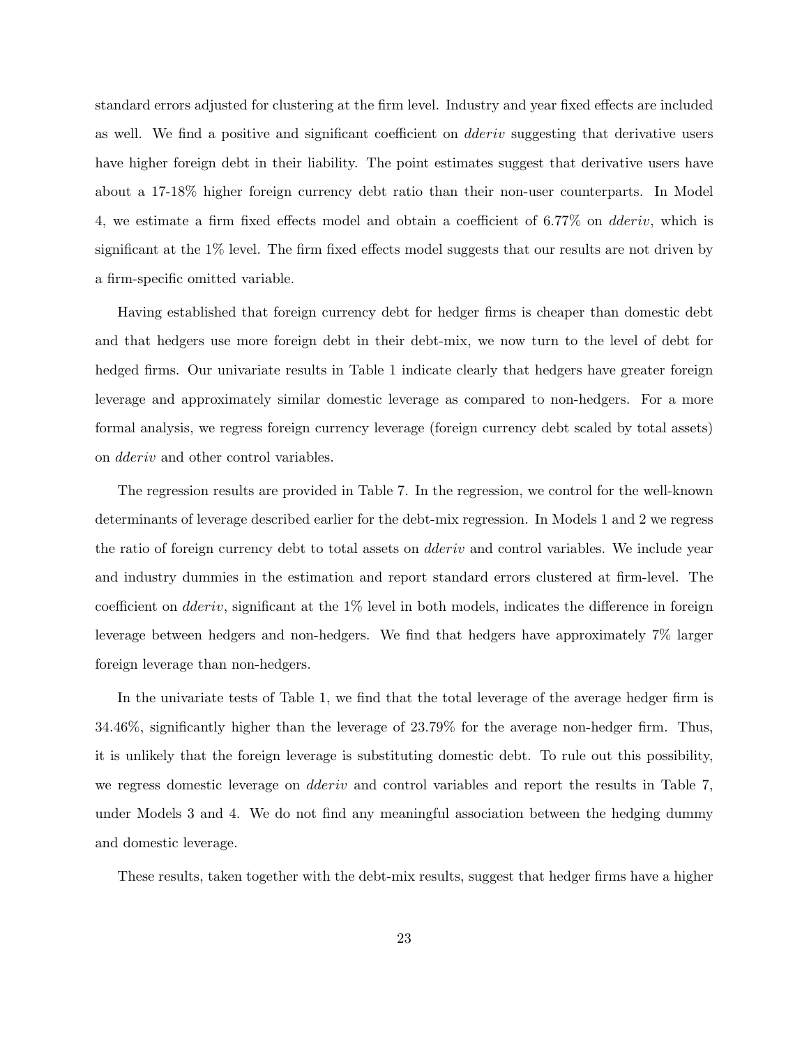standard errors adjusted for clustering at the firm level. Industry and year fixed effects are included as well. We find a positive and significant coefficient on *dderiv* suggesting that derivative users have higher foreign debt in their liability. The point estimates suggest that derivative users have about a 17-18% higher foreign currency debt ratio than their non-user counterparts. In Model 4, we estimate a firm fixed effects model and obtain a coefficient of 6.77% on *dderiv*, which is significant at the 1% level. The firm fixed effects model suggests that our results are not driven by a firm-specific omitted variable.

Having established that foreign currency debt for hedger firms is cheaper than domestic debt and that hedgers use more foreign debt in their debt-mix, we now turn to the level of debt for hedged firms. Our univariate results in Table 1 indicate clearly that hedgers have greater foreign leverage and approximately similar domestic leverage as compared to non-hedgers. For a more formal analysis, we regress foreign currency leverage (foreign currency debt scaled by total assets) on *dderiv* and other control variables.

The regression results are provided in Table 7. In the regression, we control for the well-known determinants of leverage described earlier for the debt-mix regression. In Models 1 and 2 we regress the ratio of foreign currency debt to total assets on *dderiv* and control variables. We include year and industry dummies in the estimation and report standard errors clustered at firm-level. The coefficient on *dderiv*, significant at the 1% level in both models, indicates the difference in foreign leverage between hedgers and non-hedgers. We find that hedgers have approximately 7% larger foreign leverage than non-hedgers.

In the univariate tests of Table 1, we find that the total leverage of the average hedger firm is 34.46%, significantly higher than the leverage of 23.79% for the average non-hedger firm. Thus, it is unlikely that the foreign leverage is substituting domestic debt. To rule out this possibility, we regress domestic leverage on *dderiv* and control variables and report the results in Table 7, under Models 3 and 4. We do not find any meaningful association between the hedging dummy and domestic leverage.

These results, taken together with the debt-mix results, suggest that hedger firms have a higher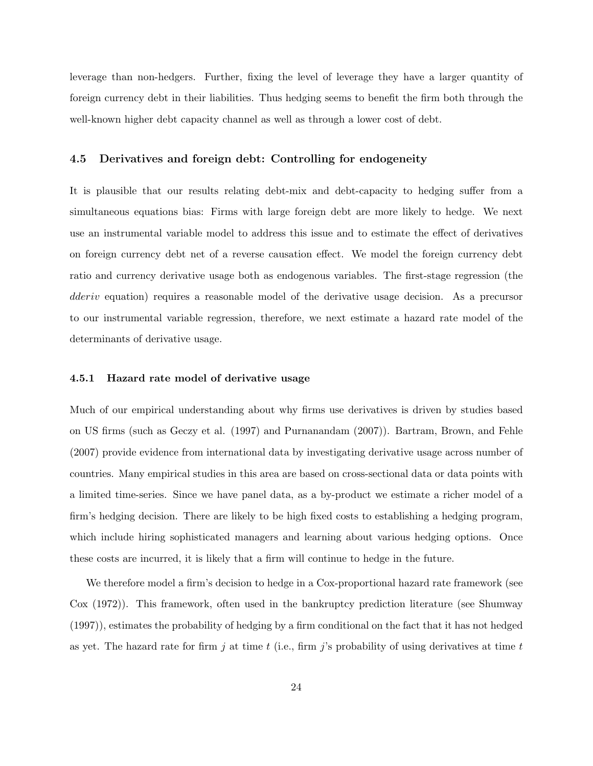leverage than non-hedgers. Further, fixing the level of leverage they have a larger quantity of foreign currency debt in their liabilities. Thus hedging seems to benefit the firm both through the well-known higher debt capacity channel as well as through a lower cost of debt.

### 4.5 Derivatives and foreign debt: Controlling for endogeneity

It is plausible that our results relating debt-mix and debt-capacity to hedging suffer from a simultaneous equations bias: Firms with large foreign debt are more likely to hedge. We next use an instrumental variable model to address this issue and to estimate the effect of derivatives on foreign currency debt net of a reverse causation effect. We model the foreign currency debt ratio and currency derivative usage both as endogenous variables. The first-stage regression (the *dderiv* equation) requires a reasonable model of the derivative usage decision. As a precursor to our instrumental variable regression, therefore, we next estimate a hazard rate model of the determinants of derivative usage.

#### 4.5.1 Hazard rate model of derivative usage

Much of our empirical understanding about why firms use derivatives is driven by studies based on US firms (such as Geczy et al. (1997) and Purnanandam (2007)). Bartram, Brown, and Fehle (2007) provide evidence from international data by investigating derivative usage across number of countries. Many empirical studies in this area are based on cross-sectional data or data points with a limited time-series. Since we have panel data, as a by-product we estimate a richer model of a firm's hedging decision. There are likely to be high fixed costs to establishing a hedging program, which include hiring sophisticated managers and learning about various hedging options. Once these costs are incurred, it is likely that a firm will continue to hedge in the future.

We therefore model a firm's decision to hedge in a Cox-proportional hazard rate framework (see Cox (1972)). This framework, often used in the bankruptcy prediction literature (see Shumway (1997)), estimates the probability of hedging by a firm conditional on the fact that it has not hedged as yet. The hazard rate for firm $j$ at time $t$ (i.e., firm $j$'s probability of using derivatives at time $t$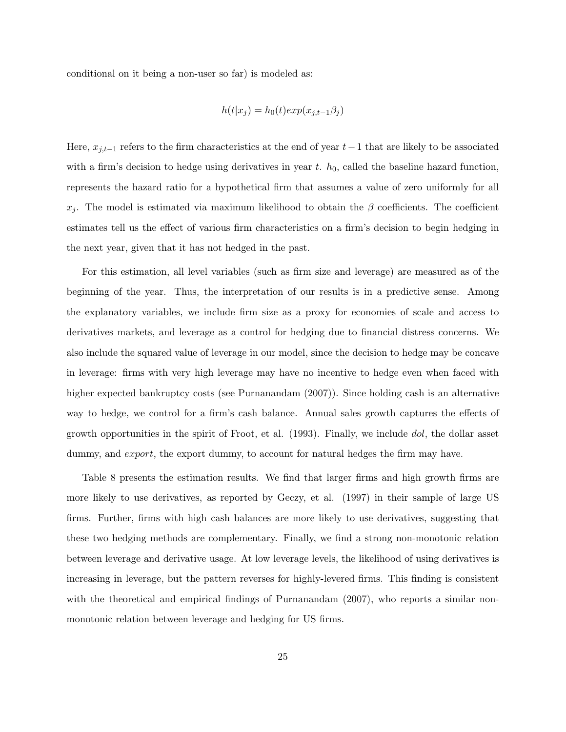conditional on it being a non-user so far) is modeled as:

$$h(t|x_j) = h_0(t)exp(x_{j,t-1}\beta_j)$$

Here, $x_{j,t-1}$ refers to the firm characteristics at the end of year $t-1$ that are likely to be associated with a firm's decision to hedge using derivatives in year $t$. $h_0$, called the baseline hazard function, represents the hazard ratio for a hypothetical firm that assumes a value of zero uniformly for all $x_j$. The model is estimated via maximum likelihood to obtain the $\beta$ coefficients. The coefficient estimates tell us the effect of various firm characteristics on a firm's decision to begin hedging in the next year, given that it has not hedged in the past.

For this estimation, all level variables (such as firm size and leverage) are measured as of the beginning of the year. Thus, the interpretation of our results is in a predictive sense. Among the explanatory variables, we include firm size as a proxy for economies of scale and access to derivatives markets, and leverage as a control for hedging due to financial distress concerns. We also include the squared value of leverage in our model, since the decision to hedge may be concave in leverage: firms with very high leverage may have no incentive to hedge even when faced with higher expected bankruptcy costs (see Purnanandam (2007)). Since holding cash is an alternative way to hedge, we control for a firm's cash balance. Annual sales growth captures the effects of growth opportunities in the spirit of Froot, et al. (1993). Finally, we include *dol*, the dollar asset dummy, and *export*, the export dummy, to account for natural hedges the firm may have.

Table 8 presents the estimation results. We find that larger firms and high growth firms are more likely to use derivatives, as reported by Geczy, et al. (1997) in their sample of large US firms. Further, firms with high cash balances are more likely to use derivatives, suggesting that these two hedging methods are complementary. Finally, we find a strong non-monotonic relation between leverage and derivative usage. At low leverage levels, the likelihood of using derivatives is increasing in leverage, but the pattern reverses for highly-levered firms. This finding is consistent with the theoretical and empirical findings of Purnanandam (2007), who reports a similar non-monotonic relation between leverage and hedging for US firms.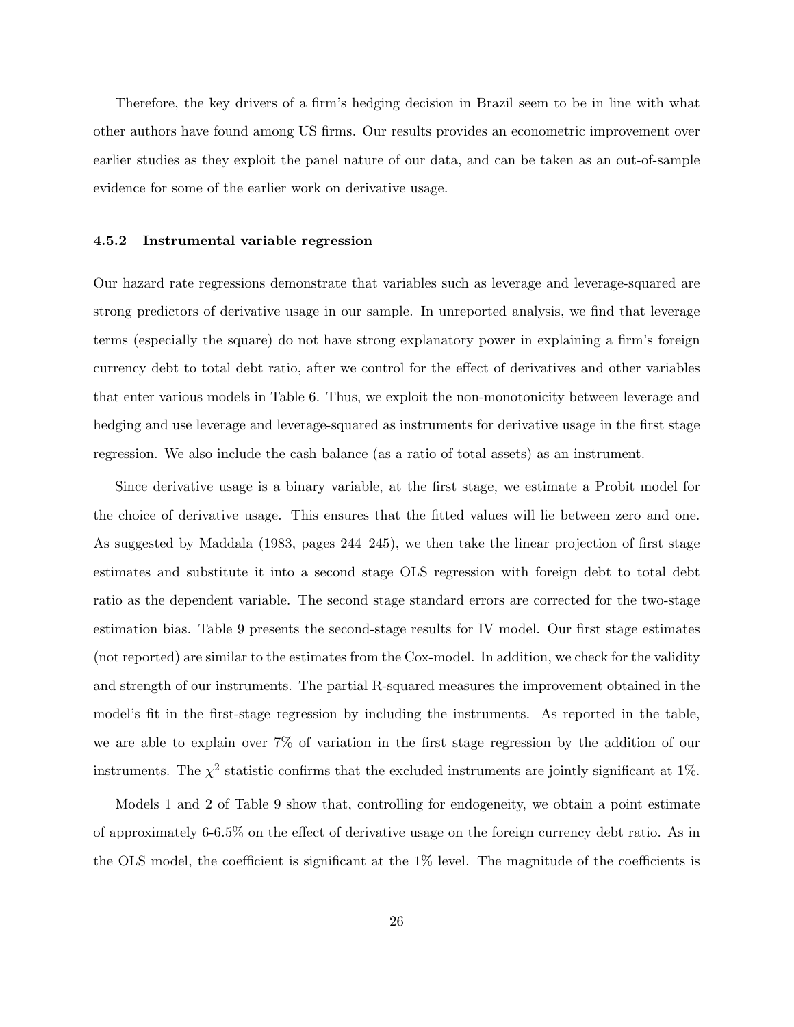Therefore, the key drivers of a firm's hedging decision in Brazil seem to be in line with what other authors have found among US firms. Our results provides an econometric improvement over earlier studies as they exploit the panel nature of our data, and can be taken as an out-of-sample evidence for some of the earlier work on derivative usage.

### 4.5.2 Instrumental variable regression

Our hazard rate regressions demonstrate that variables such as leverage and leverage-squared are strong predictors of derivative usage in our sample. In unreported analysis, we find that leverage terms (especially the square) do not have strong explanatory power in explaining a firm's foreign currency debt to total debt ratio, after we control for the effect of derivatives and other variables that enter various models in Table 6. Thus, we exploit the non-monotonicity between leverage and hedging and use leverage and leverage-squared as instruments for derivative usage in the first stage regression. We also include the cash balance (as a ratio of total assets) as an instrument.

Since derivative usage is a binary variable, at the first stage, we estimate a Probit model for the choice of derivative usage. This ensures that the fitted values will lie between zero and one. As suggested by Maddala (1983, pages 244–245), we then take the linear projection of first stage estimates and substitute it into a second stage OLS regression with foreign debt to total debt ratio as the dependent variable. The second stage standard errors are corrected for the two-stage estimation bias. Table 9 presents the second-stage results for IV model. Our first stage estimates (not reported) are similar to the estimates from the Cox-model. In addition, we check for the validity and strength of our instruments. The partial R-squared measures the improvement obtained in the model's fit in the first-stage regression by including the instruments. As reported in the table, we are able to explain over 7% of variation in the first stage regression by the addition of our instruments. The $\chi^2$ statistic confirms that the excluded instruments are jointly significant at 1%.

Models 1 and 2 of Table 9 show that, controlling for endogeneity, we obtain a point estimate of approximately 6-6.5% on the effect of derivative usage on the foreign currency debt ratio. As in the OLS model, the coefficient is significant at the 1% level. The magnitude of the coefficients is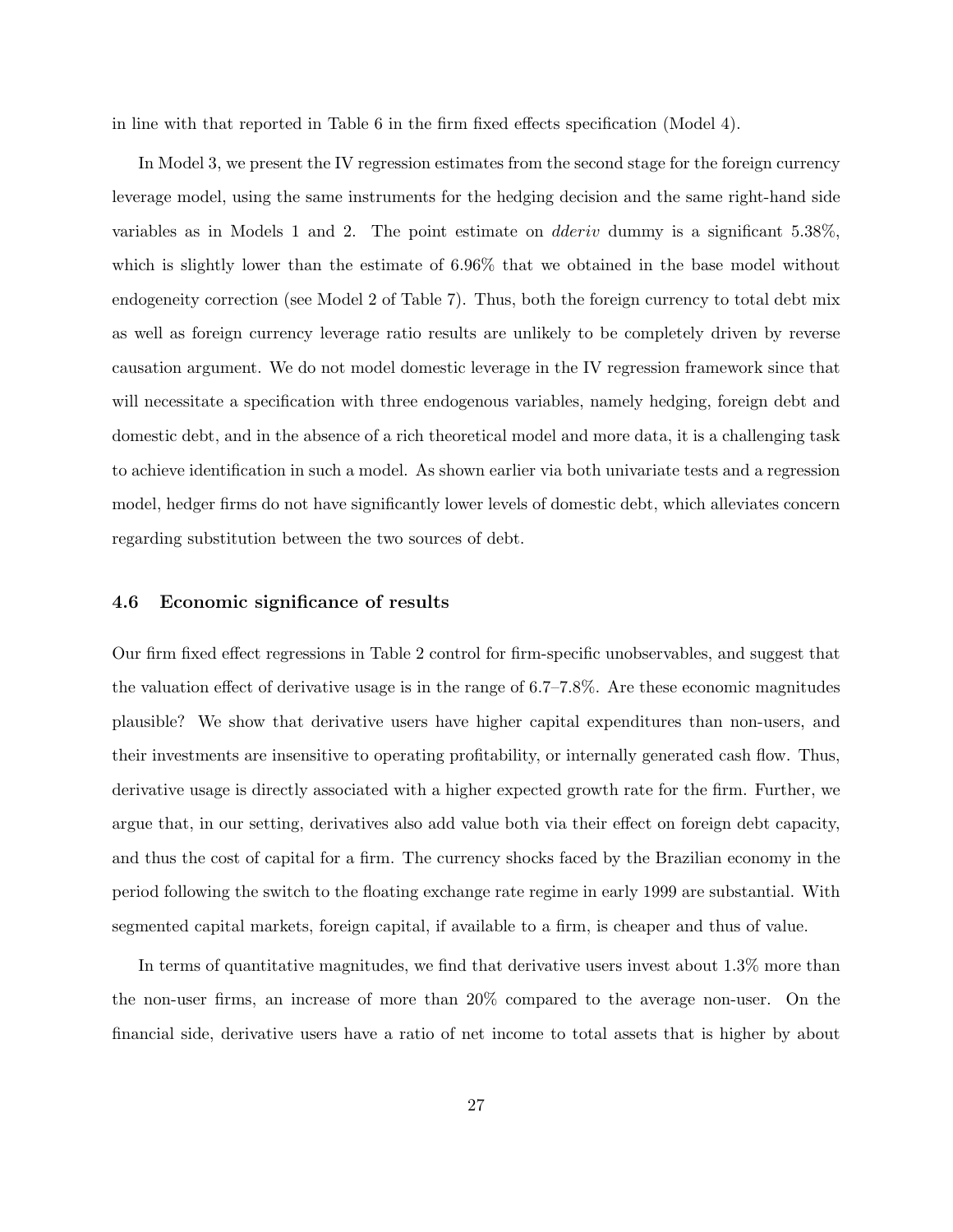in line with that reported in Table 6 in the firm fixed effects specification (Model 4).

In Model 3, we present the IV regression estimates from the second stage for the foreign currency leverage model, using the same instruments for the hedging decision and the same right-hand side variables as in Models 1 and 2. The point estimate on *dderiv* dummy is a significant 5.38%, which is slightly lower than the estimate of 6.96% that we obtained in the base model without endogeneity correction (see Model 2 of Table 7). Thus, both the foreign currency to total debt mix as well as foreign currency leverage ratio results are unlikely to be completely driven by reverse causation argument. We do not model domestic leverage in the IV regression framework since that will necessitate a specification with three endogenous variables, namely hedging, foreign debt and domestic debt, and in the absence of a rich theoretical model and more data, it is a challenging task to achieve identification in such a model. As shown earlier via both univariate tests and a regression model, hedger firms do not have significantly lower levels of domestic debt, which alleviates concern regarding substitution between the two sources of debt.

### 4.6 Economic significance of results

Our firm fixed effect regressions in Table 2 control for firm-specific unobservables, and suggest that the valuation effect of derivative usage is in the range of 6.7–7.8%. Are these economic magnitudes plausible? We show that derivative users have higher capital expenditures than non-users, and their investments are insensitive to operating profitability, or internally generated cash flow. Thus, derivative usage is directly associated with a higher expected growth rate for the firm. Further, we argue that, in our setting, derivatives also add value both via their effect on foreign debt capacity, and thus the cost of capital for a firm. The currency shocks faced by the Brazilian economy in the period following the switch to the floating exchange rate regime in early 1999 are substantial. With segmented capital markets, foreign capital, if available to a firm, is cheaper and thus of value.

In terms of quantitative magnitudes, we find that derivative users invest about 1.3% more than the non-user firms, an increase of more than 20% compared to the average non-user. On the financial side, derivative users have a ratio of net income to total assets that is higher by about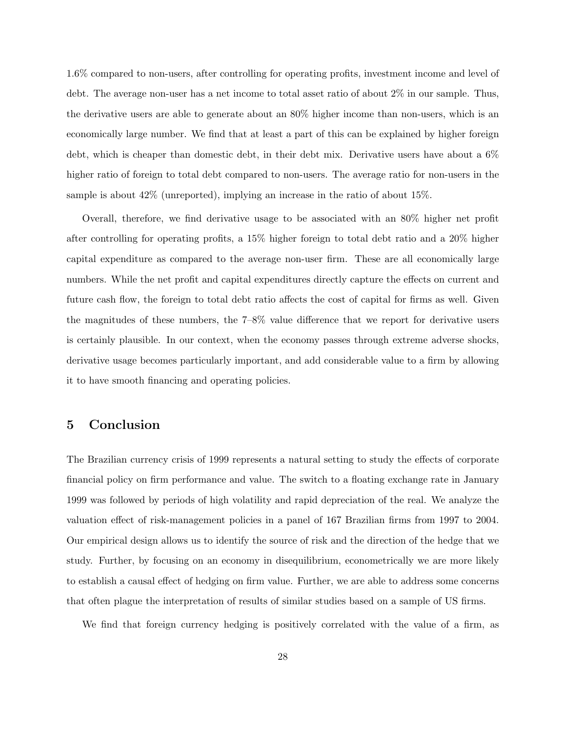1.6% compared to non-users, after controlling for operating profits, investment income and level of debt. The average non-user has a net income to total asset ratio of about 2% in our sample. Thus, the derivative users are able to generate about an 80% higher income than non-users, which is an economically large number. We find that at least a part of this can be explained by higher foreign debt, which is cheaper than domestic debt, in their debt mix. Derivative users have about a 6% higher ratio of foreign to total debt compared to non-users. The average ratio for non-users in the sample is about 42% (unreported), implying an increase in the ratio of about 15%.

Overall, therefore, we find derivative usage to be associated with an 80% higher net profit after controlling for operating profits, a 15% higher foreign to total debt ratio and a 20% higher capital expenditure as compared to the average non-user firm. These are all economically large numbers. While the net profit and capital expenditures directly capture the effects on current and future cash flow, the foreign to total debt ratio affects the cost of capital for firms as well. Given the magnitudes of these numbers, the 7–8% value difference that we report for derivative users is certainly plausible. In our context, when the economy passes through extreme adverse shocks, derivative usage becomes particularly important, and add considerable value to a firm by allowing it to have smooth financing and operating policies.

# 5 Conclusion

The Brazilian currency crisis of 1999 represents a natural setting to study the effects of corporate financial policy on firm performance and value. The switch to a floating exchange rate in January 1999 was followed by periods of high volatility and rapid depreciation of the real. We analyze the valuation effect of risk-management policies in a panel of 167 Brazilian firms from 1997 to 2004. Our empirical design allows us to identify the source of risk and the direction of the hedge that we study. Further, by focusing on an economy in disequilibrium, econometrically we are more likely to establish a causal effect of hedging on firm value. Further, we are able to address some concerns that often plague the interpretation of results of similar studies based on a sample of US firms.

We find that foreign currency hedging is positively correlated with the value of a firm, as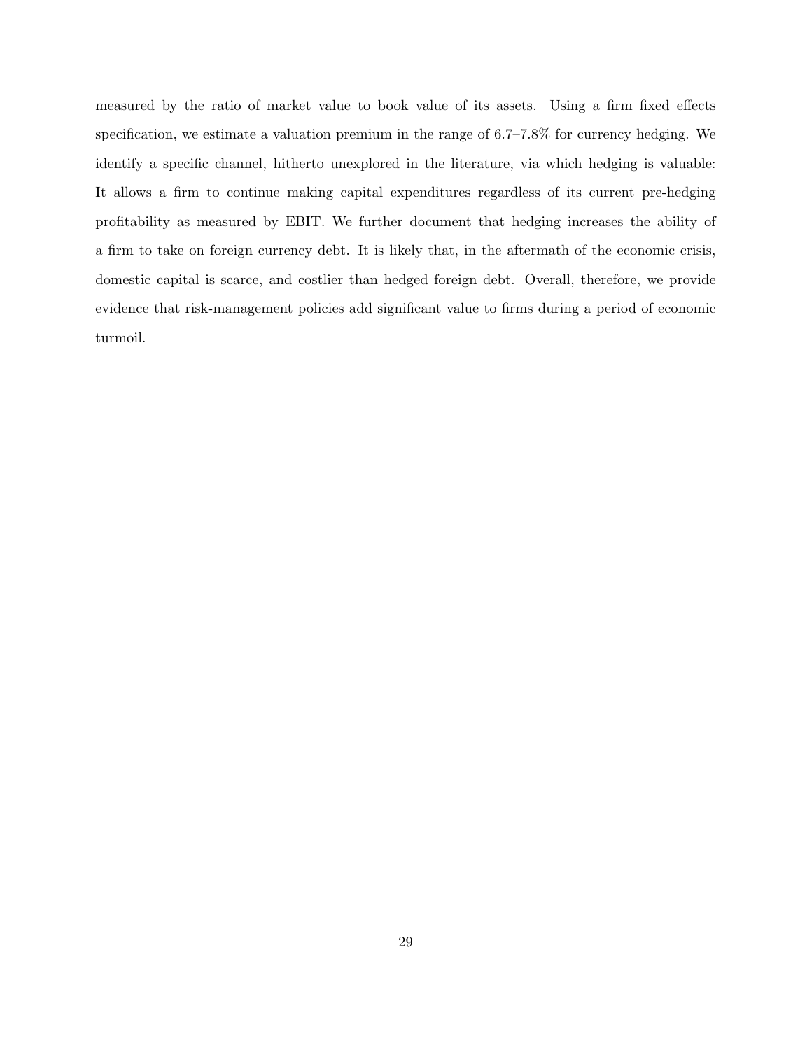measured by the ratio of market value to book value of its assets. Using a firm fixed effects specification, we estimate a valuation premium in the range of 6.7–7.8% for currency hedging. We identify a specific channel, hitherto unexplored in the literature, via which hedging is valuable: It allows a firm to continue making capital expenditures regardless of its current pre-hedging profitability as measured by EBIT. We further document that hedging increases the ability of a firm to take on foreign currency debt. It is likely that, in the aftermath of the economic crisis, domestic capital is scarce, and costlier than hedged foreign debt. Overall, therefore, we provide evidence that risk-management policies add significant value to firms during a period of economic turmoil.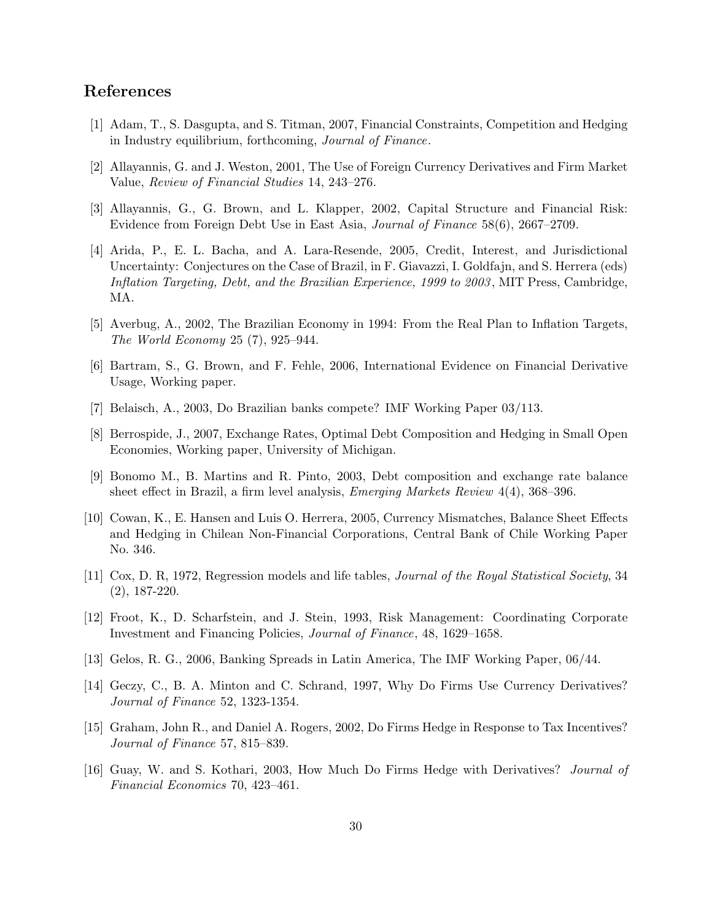## References

[1] Adam, T., S. Dasgupta, and S. Titman, 2007, Financial Constraints, Competition and Hedging in Industry equilibrium, forthcoming, *Journal of Finance*.

[2] Allayannis, G. and J. Weston, 2001, The Use of Foreign Currency Derivatives and Firm Market Value, *Review of Financial Studies* 14, 243–276.

[3] Allayannis, G., G. Brown, and L. Klapper, 2002, Capital Structure and Financial Risk: Evidence from Foreign Debt Use in East Asia, *Journal of Finance* 58(6), 2667–2709.

[4] Arida, P., E. L. Bacha, and A. Lara-Resende, 2005, Credit, Interest, and Jurisdictional Uncertainty: Conjectures on the Case of Brazil, in F. Giavazzi, I. Goldfajn, and S. Herrera (eds) *Inflation Targeting, Debt, and the Brazilian Experience, 1999 to 2003*, MIT Press, Cambridge, MA.

[5] Averbug, A., 2002, The Brazilian Economy in 1994: From the Real Plan to Inflation Targets, *The World Economy* 25 (7), 925–944.

[6] Bartram, S., G. Brown, and F. Fehle, 2006, International Evidence on Financial Derivative Usage, Working paper.

[7] Belaisch, A., 2003, Do Brazilian banks compete? IMF Working Paper 03/113.

[8] Berrospide, J., 2007, Exchange Rates, Optimal Debt Composition and Hedging in Small Open Economies, Working paper, University of Michigan.

[9] Bonomo M., B. Martins and R. Pinto, 2003, Debt composition and exchange rate balance sheet effect in Brazil, a firm level analysis, *Emerging Markets Review* 4(4), 368–396.

[10] Cowan, K., E. Hansen and Luis O. Herrera, 2005, Currency Mismatches, Balance Sheet Effects and Hedging in Chilean Non-Financial Corporations, Central Bank of Chile Working Paper No. 346.

[11] Cox, D. R, 1972, Regression models and life tables, *Journal of the Royal Statistical Society*, 34 (2), 187-220.

[12] Froot, K., D. Scharfstein, and J. Stein, 1993, Risk Management: Coordinating Corporate Investment and Financing Policies, *Journal of Finance*, 48, 1629–1658.

[13] Gelos, R. G., 2006, Banking Spreads in Latin America, The IMF Working Paper, 06/44.

[14] Geczy, C., B. A. Minton and C. Schrand, 1997, Why Do Firms Use Currency Derivatives? *Journal of Finance* 52, 1323-1354.

[15] Graham, John R., and Daniel A. Rogers, 2002, Do Firms Hedge in Response to Tax Incentives? *Journal of Finance* 57, 815–839.

[16] Guay, W. and S. Kothari, 2003, How Much Do Firms Hedge with Derivatives? *Journal of Financial Economics* 70, 423–461.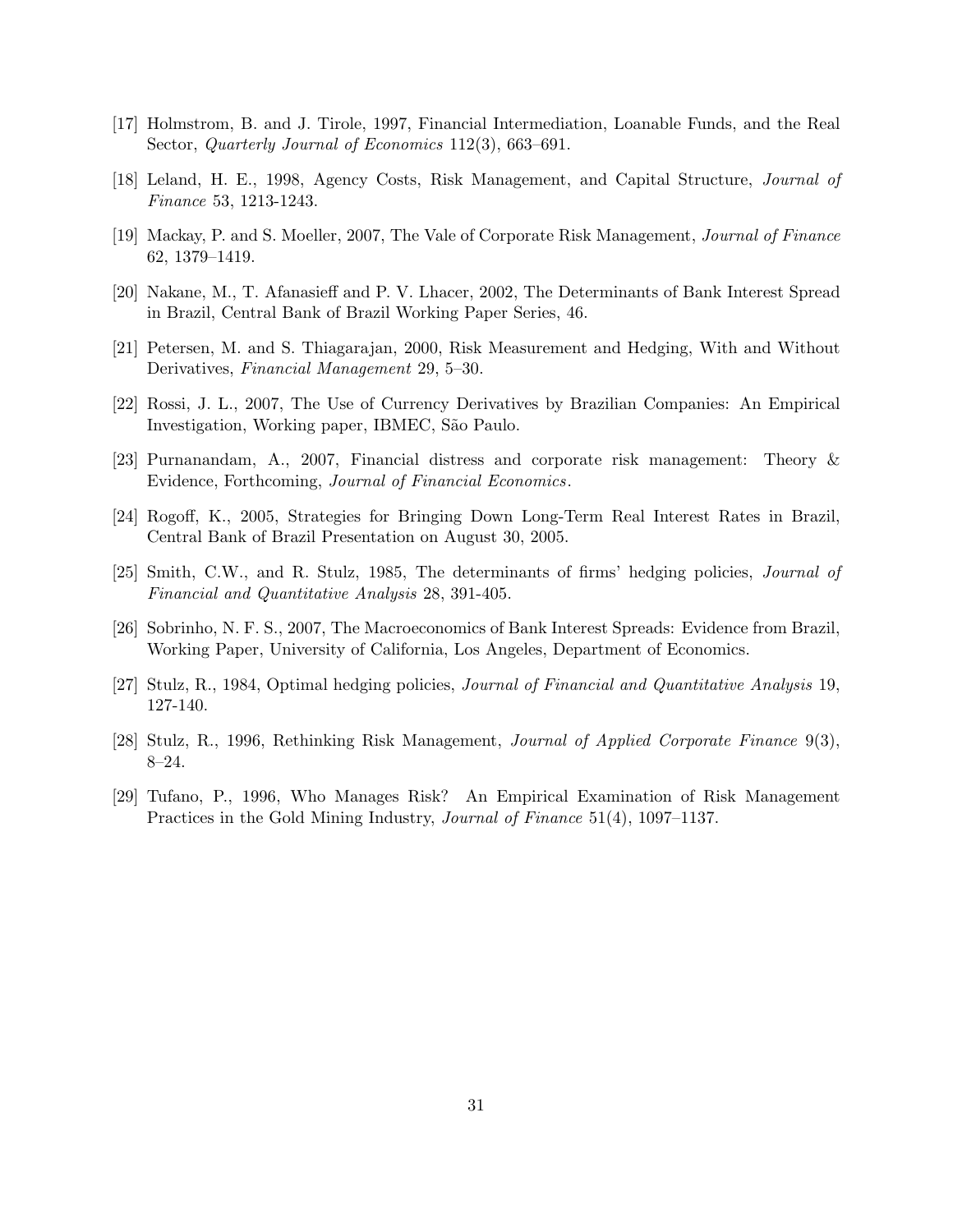[17] Holmstrom, B. and J. Tirole, 1997, Financial Intermediation, Loanable Funds, and the Real Sector, *Quarterly Journal of Economics* 112(3), 663–691.

[18] Leland, H. E., 1998, Agency Costs, Risk Management, and Capital Structure, *Journal of Finance* 53, 1213-1243.

[19] Mackay, P. and S. Moeller, 2007, The Vale of Corporate Risk Management, *Journal of Finance* 62, 1379–1419.

[20] Nakane, M., T. Afanasieff and P. V. Lhacer, 2002, The Determinants of Bank Interest Spread in Brazil, Central Bank of Brazil Working Paper Series, 46.

[21] Petersen, M. and S. Thiagarajan, 2000, Risk Measurement and Hedging, With and Without Derivatives, *Financial Management* 29, 5–30.

[22] Rossi, J. L., 2007, The Use of Currency Derivatives by Brazilian Companies: An Empirical Investigation, Working paper, IBMEC, São Paulo.

[23] Purnanandam, A., 2007, Financial distress and corporate risk management: Theory & Evidence, Forthcoming, *Journal of Financial Economics*.

[24] Rogoff, K., 2005, Strategies for Bringing Down Long-Term Real Interest Rates in Brazil, Central Bank of Brazil Presentation on August 30, 2005.

[25] Smith, C.W., and R. Stulz, 1985, The determinants of firms' hedging policies, *Journal of Financial and Quantitative Analysis* 28, 391-405.

[26] Sobrinho, N. F. S., 2007, The Macroeconomics of Bank Interest Spreads: Evidence from Brazil, Working Paper, University of California, Los Angeles, Department of Economics.

[27] Stulz, R., 1984, Optimal hedging policies, *Journal of Financial and Quantitative Analysis* 19, 127-140.

[28] Stulz, R., 1996, Rethinking Risk Management, *Journal of Applied Corporate Finance* 9(3), 8–24.

[29] Tufano, P., 1996, Who Manages Risk? An Empirical Examination of Risk Management Practices in the Gold Mining Industry, *Journal of Finance* 51(4), 1097–1137.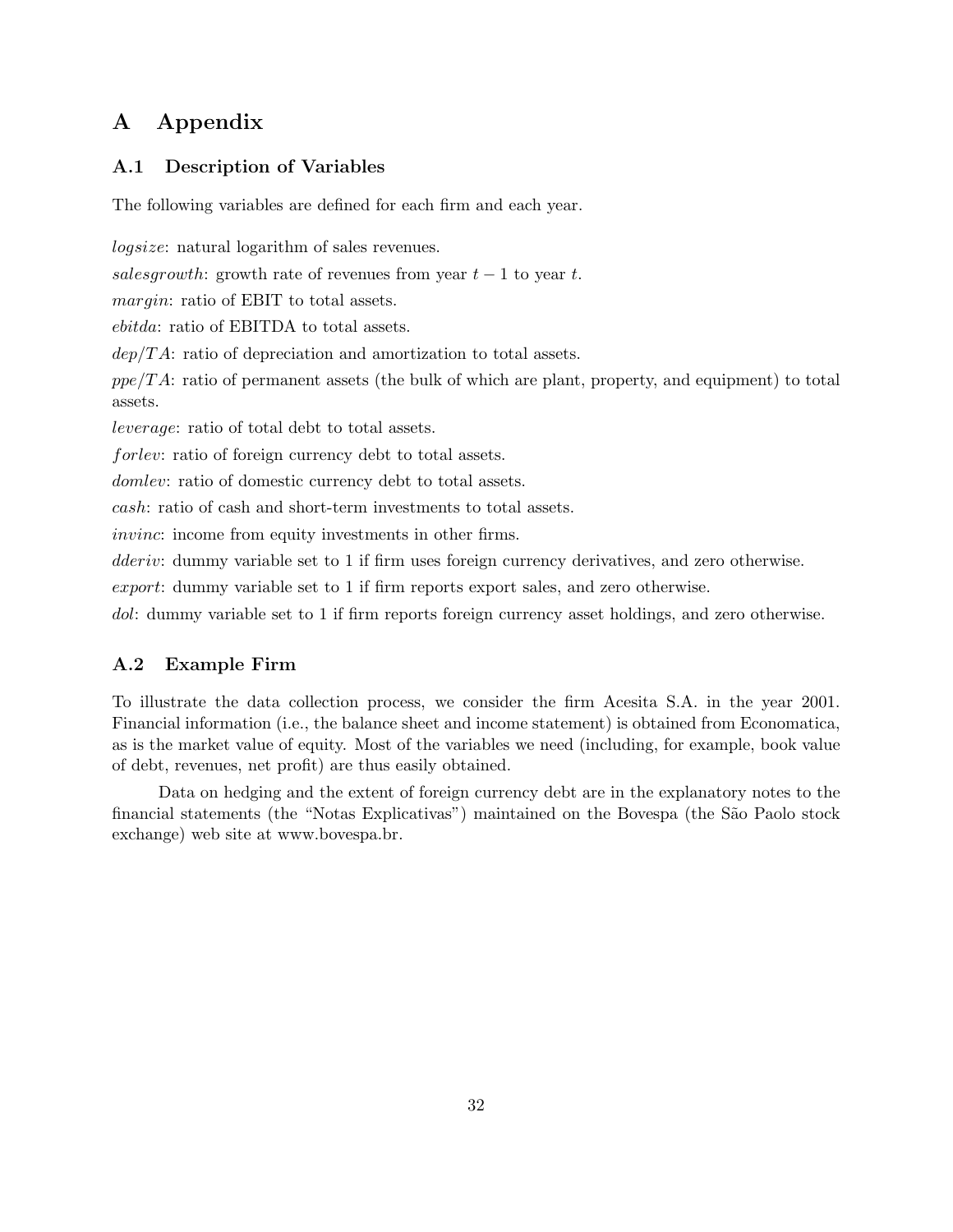# A Appendix

## A.1 Description of Variables

The following variables are defined for each firm and each year.

*logsize*: natural logarithm of sales revenues.

*salesgrowth*: growth rate of revenues from year $t-1$ to year $t$.

*margin*: ratio of EBIT to total assets.

*ebitda*: ratio of EBITDA to total assets.

$dep/TA$: ratio of depreciation and amortization to total assets.

$ppe/TA$: ratio of permanent assets (the bulk of which are plant, property, and equipment) to total assets.

*leverage*: ratio of total debt to total assets.

*forlev*: ratio of foreign currency debt to total assets.

*domlev*: ratio of domestic currency debt to total assets.

*cash*: ratio of cash and short-term investments to total assets.

*invinc*: income from equity investments in other firms.

*dderiv*: dummy variable set to 1 if firm uses foreign currency derivatives, and zero otherwise.

*export*: dummy variable set to 1 if firm reports export sales, and zero otherwise.

*dol*: dummy variable set to 1 if firm reports foreign currency asset holdings, and zero otherwise.

## A.2 Example Firm

To illustrate the data collection process, we consider the firm Acesita S.A. in the year 2001. Financial information (i.e., the balance sheet and income statement) is obtained from Economatica, as is the market value of equity. Most of the variables we need (including, for example, book value of debt, revenues, net profit) are thus easily obtained.

Data on hedging and the extent of foreign currency debt are in the explanatory notes to the financial statements (the "Notas Explicativas") maintained on the Bovespa (the São Paolo stock exchange) web site at www.bovespa.br.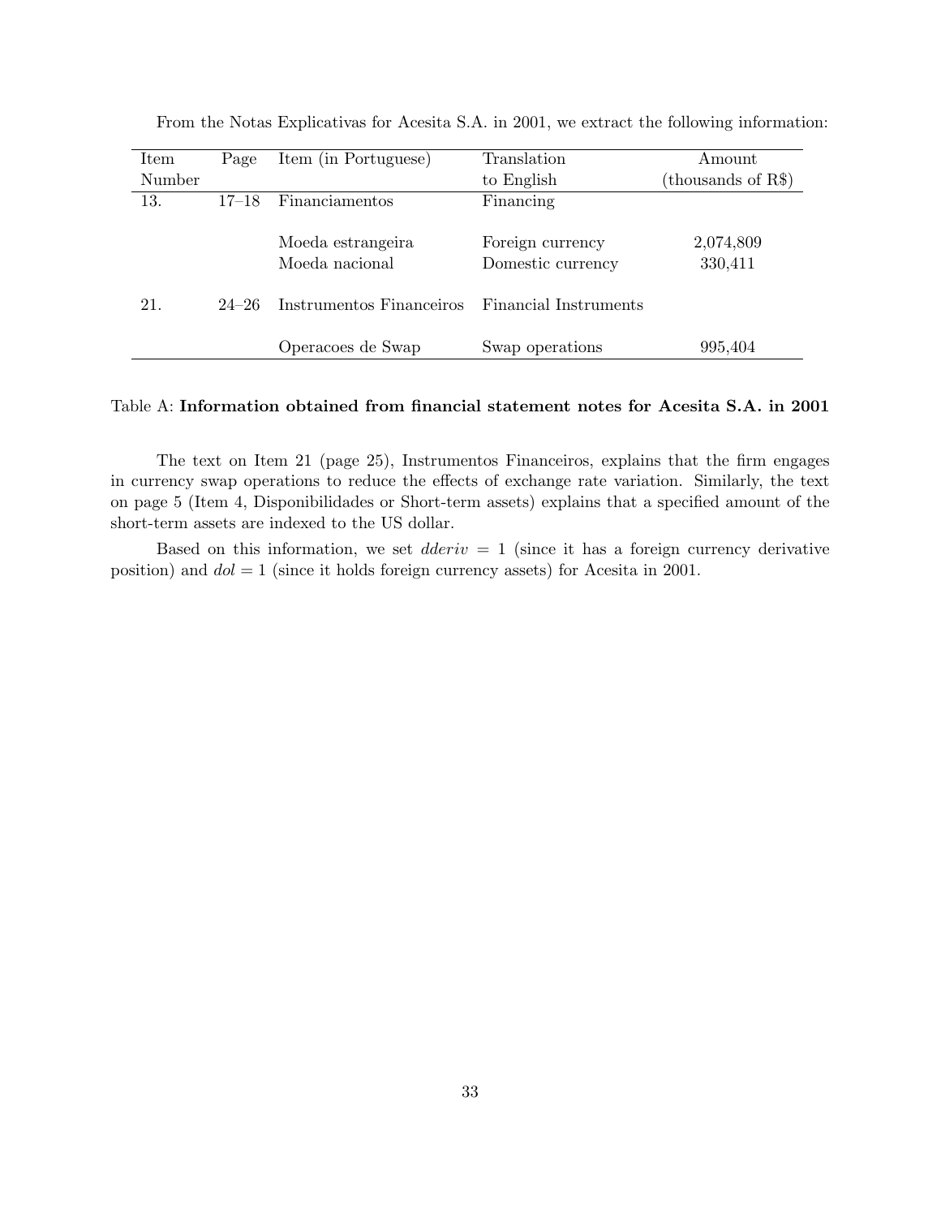From the Notas Explicativas for Acesita S.A. in 2001, we extract the following information:

| Item Number | Page | Item (in Portuguese) | Translation to English | Amount (thousands of R$) |
|---|---|---|---|---|
| 13. | 17–18 | Financiamentos | Financing | |
| | | Moeda estrangeira | Foreign currency | 2,074,809 |
| | | Moeda nacional | Domestic currency | 330,411 |
| 21. | 24–26 | Instrumentos Financeiros | Financial Instruments | |
| | | Operacoes de Swap | Swap operations | 995,404 |

Table A: **Information obtained from financial statement notes for Acesita S.A. in 2001**

The text on Item 21 (page 25), Instrumentos Financeiros, explains that the firm engages in currency swap operations to reduce the effects of exchange rate variation. Similarly, the text on page 5 (Item 4, Disponibilidades or Short-term assets) explains that a specified amount of the short-term assets are indexed to the US dollar.

Based on this information, we set $dderiv = 1$ (since it has a foreign currency derivative position) and $dol = 1$ (since it holds foreign currency assets) for Acesita in 2001.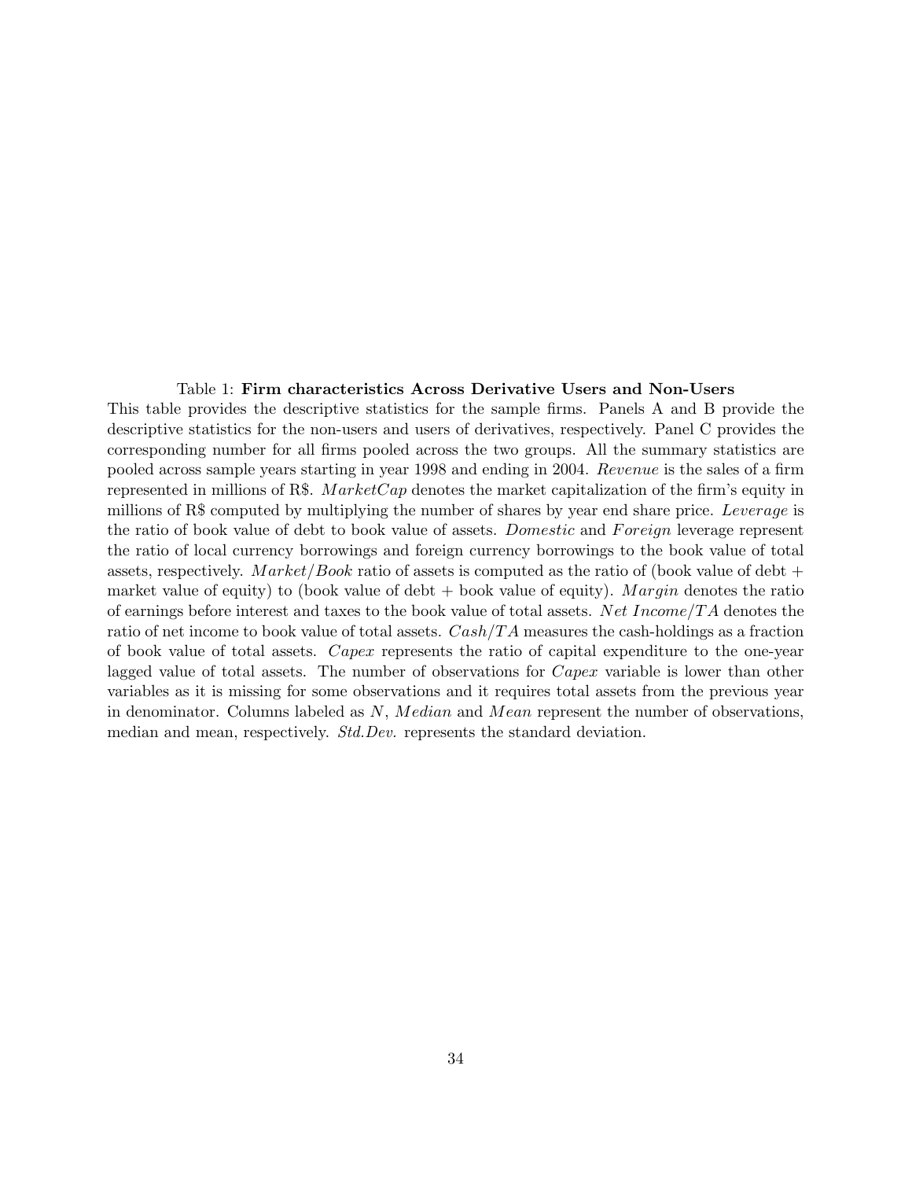Table 1: **Firm characteristics Across Derivative Users and Non-Users**

This table provides the descriptive statistics for the sample firms. Panels A and B provide the descriptive statistics for the non-users and users of derivatives, respectively. Panel C provides the corresponding number for all firms pooled across the two groups. All the summary statistics are pooled across sample years starting in year 1998 and ending in 2004. *Revenue* is the sales of a firm represented in millions of R$. *MarketCap* denotes the market capitalization of the firm's equity in millions of R$ computed by multiplying the number of shares by year end share price. *Leverage* is the ratio of book value of debt to book value of assets. *Domestic* and *Foreign* leverage represent the ratio of local currency borrowings and foreign currency borrowings to the book value of total assets, respectively. *Market/Book* ratio of assets is computed as the ratio of (book value of debt + market value of equity) to (book value of debt + book value of equity). *Margin* denotes the ratio of earnings before interest and taxes to the book value of total assets. *Net Income/TA* denotes the ratio of net income to book value of total assets. *Cash/TA* measures the cash-holdings as a fraction of book value of total assets. *Capex* represents the ratio of capital expenditure to the one-year lagged value of total assets. The number of observations for *Capex* variable is lower than other variables as it is missing for some observations and it requires total assets from the previous year in denominator. Columns labeled as *N*, *Median* and *Mean* represent the number of observations, median and mean, respectively. *Std.Dev.* represents the standard deviation.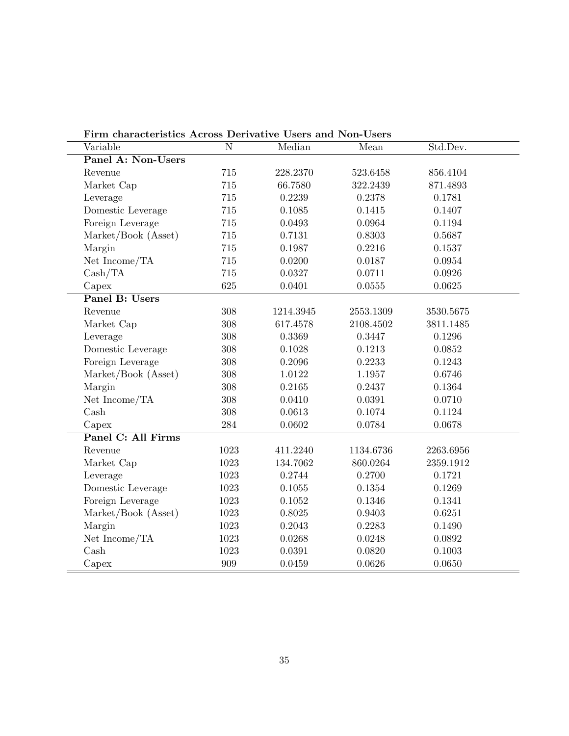**Firm characteristics Across Derivative Users and Non-Users**

| Variable | N | Median | Mean | Std.Dev. |
|---|---|---|---|---|
| **Panel A: Non-Users** | | | | |
| Revenue | 715 | 228.2370 | 523.6458 | 856.4104 |
| Market Cap | 715 | 66.7580 | 322.2439 | 871.4893 |
| Leverage | 715 | 0.2239 | 0.2378 | 0.1781 |
| Domestic Leverage | 715 | 0.1085 | 0.1415 | 0.1407 |
| Foreign Leverage | 715 | 0.0493 | 0.0964 | 0.1194 |
| Market/Book (Asset) | 715 | 0.7131 | 0.8303 | 0.5687 |
| Margin | 715 | 0.1987 | 0.2216 | 0.1537 |
| Net Income/TA | 715 | 0.0200 | 0.0187 | 0.0954 |
| Cash/TA | 715 | 0.0327 | 0.0711 | 0.0926 |
| Capex | 625 | 0.0401 | 0.0555 | 0.0625 |
| **Panel B: Users** | | | | |
| Revenue | 308 | 1214.3945 | 2553.1309 | 3530.5675 |
| Market Cap | 308 | 617.4578 | 2108.4502 | 3811.1485 |
| Leverage | 308 | 0.3369 | 0.3447 | 0.1296 |
| Domestic Leverage | 308 | 0.1028 | 0.1213 | 0.0852 |
| Foreign Leverage | 308 | 0.2096 | 0.2233 | 0.1243 |
| Market/Book (Asset) | 308 | 1.0122 | 1.1957 | 0.6746 |
| Margin | 308 | 0.2165 | 0.2437 | 0.1364 |
| Net Income/TA | 308 | 0.0410 | 0.0391 | 0.0710 |
| Cash | 308 | 0.0613 | 0.1074 | 0.1124 |
| Capex | 284 | 0.0602 | 0.0784 | 0.0678 |
| **Panel C: All Firms** | | | | |
| Revenue | 1023 | 411.2240 | 1134.6736 | 2263.6956 |
| Market Cap | 1023 | 134.7062 | 860.0264 | 2359.1912 |
| Leverage | 1023 | 0.2744 | 0.2700 | 0.1721 |
| Domestic Leverage | 1023 | 0.1055 | 0.1354 | 0.1269 |
| Foreign Leverage | 1023 | 0.1052 | 0.1346 | 0.1341 |
| Market/Book (Asset) | 1023 | 0.8025 | 0.9403 | 0.6251 |
| Margin | 1023 | 0.2043 | 0.2283 | 0.1490 |
| Net Income/TA | 1023 | 0.0268 | 0.0248 | 0.0892 |
| Cash | 1023 | 0.0391 | 0.0820 | 0.1003 |
| Capex | 909 | 0.0459 | 0.0626 | 0.0650 |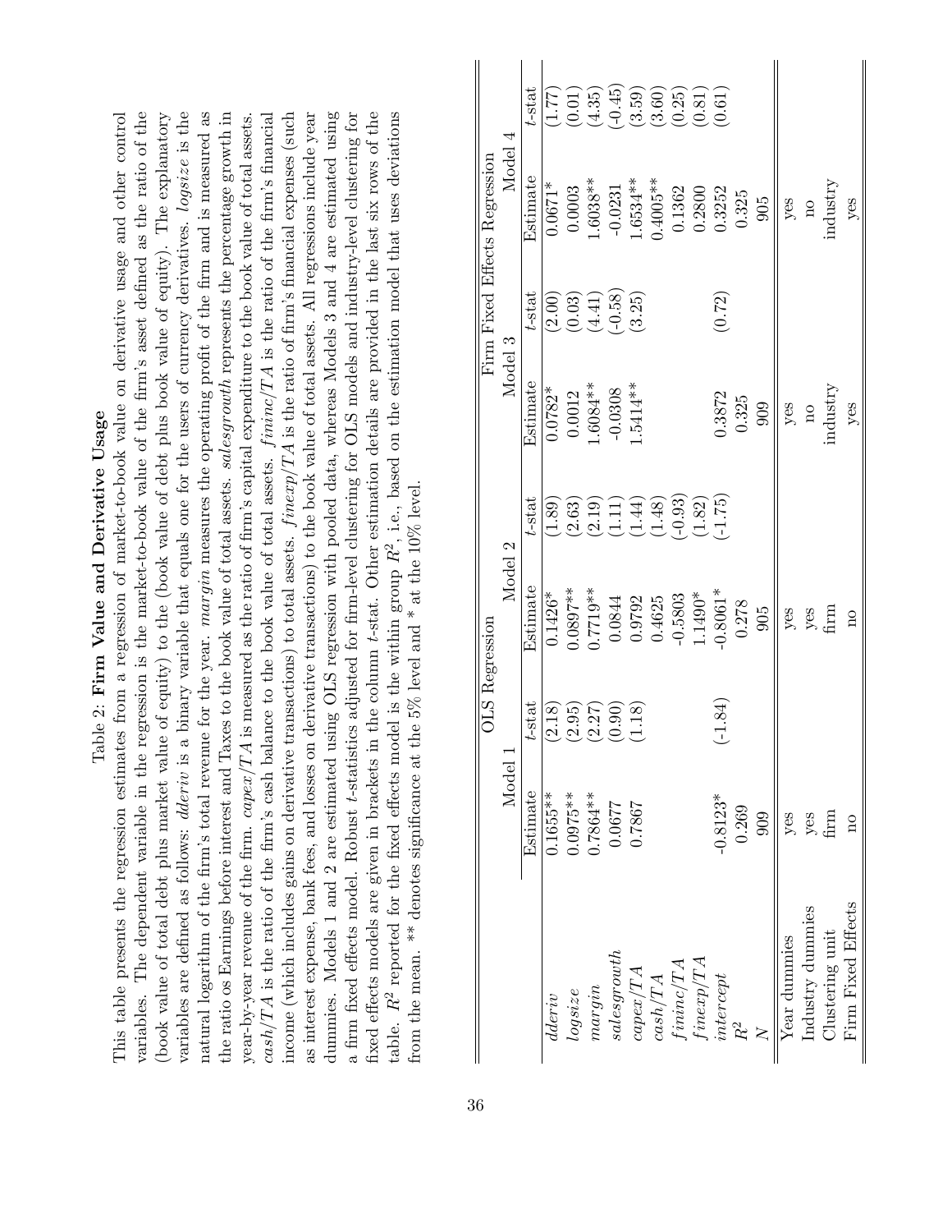## Table 2: **Firm Value and Derivative Usage**

This table presents the regression estimates from a regression of market-to-book value on derivative usage and other control variables. The dependent variable in the regression is the market-to-book value of the firm's asset defined as the ratio of the (book value of total debt plus market value of equity) to the (book value of debt plus book value of equity). The explanatory variables are defined as follows: *dderiv* is a binary variable that equals one for the users of currency derivatives. *logsize* is the natural logarithm of the firm's total revenue for the year. *margin* measures the operating profit of the firm and is measured as the ratio os Earnings before interest and Taxes to the book value of total assets. *salesgrowth* represents the percentage growth in year-by-year revenue of the firm. *capex/TA* is measured as the ratio of firm's capital expenditure to the book value of total assets. *cash/TA* is the ratio of the firm's cash balance to the book value of total assets. *fininc/TA* is the ratio of the firm's financial income (which includes gains on derivative transactions) to total assets. *finexp/TA* is the ratio of firm's financial expenses (such as interest expense, bank fees, and losses on derivative transactions) to the book value of total assets. All regressions include year dummies. Models 1 and 2 are estimated using OLS regression with pooled data, whereas Models 3 and 4 are estimated using a firm fixed effects model. Robust *t*-statistics adjusted for firm-level clustering for OLS models and industry-level clustering for fixed effects models are given in brackets in the column *t*-stat. Other estimation details are provided in the last six rows of the table. $R^2$ reported for the fixed effects model is the within group $R^2$, i.e., based on the estimation model that uses deviations from the mean. ** denotes significance at the 5% level and * at the 10% level.

| | OLS Regression | | | | Firm Fixed Effects Regression | | | |
|---|---|---|---|---|---|---|---|---|
| | Model 1 | | Model 2 | | Model 3 | | Model 4 | |
| | Estimate | *t*-stat | Estimate | *t*-stat | Estimate | *t*-stat | Estimate | *t*-stat |
| *dderiv* | 0.1655** | (2.18) | 0.1426* | (1.89) | 0.0782* | (2.00) | 0.0671* | (1.77) |
| *logsize* | 0.0975** | (2.95) | 0.0897** | (2.63) | 0.0012 | (0.03) | 0.0003 | (0.01) |
| *margin* | 0.7864** | (2.27) | 0.7719** | (2.19) | 1.6084** | (4.41) | 1.6038** | (4.35) |
| *salesgrowth* | 0.0677 | (0.90) | 0.0844 | (1.11) | -0.0308 | (-0.58) | -0.0231 | (-0.45) |
| *capex/TA* | 0.7867 | (1.18) | 0.9792 | (1.44) | 1.5414** | (3.25) | 1.6534** | (3.59) |
| *cash/TA* | | | 0.4625 | (1.48) | | | 0.4005** | (3.60) |
| *fininc/TA* | | | -0.5803 | (-0.93) | | | 0.1362 | (0.25) |
| *finexp/TA* | | | 1.1490* | (1.82) | | | 0.2800 | (0.81) |
| *intercept* | -0.8123* | (-1.84) | -0.8061* | (-1.75) | 0.3872 | (0.72) | 0.3252 | (0.61) |
| $R^2$ | 0.269 | | 0.278 | | 0.325 | | 0.325 | |
| $N$ | 909 | | 905 | | 909 | | 905 | |
| Year dummies | yes | | yes | | yes | | yes | |
| Industry dummies | yes | | yes | | no | | no | |
| Clustering unit | firm | | firm | | industry | | industry | |
| Firm Fixed Effects | no | | no | | yes | | yes | |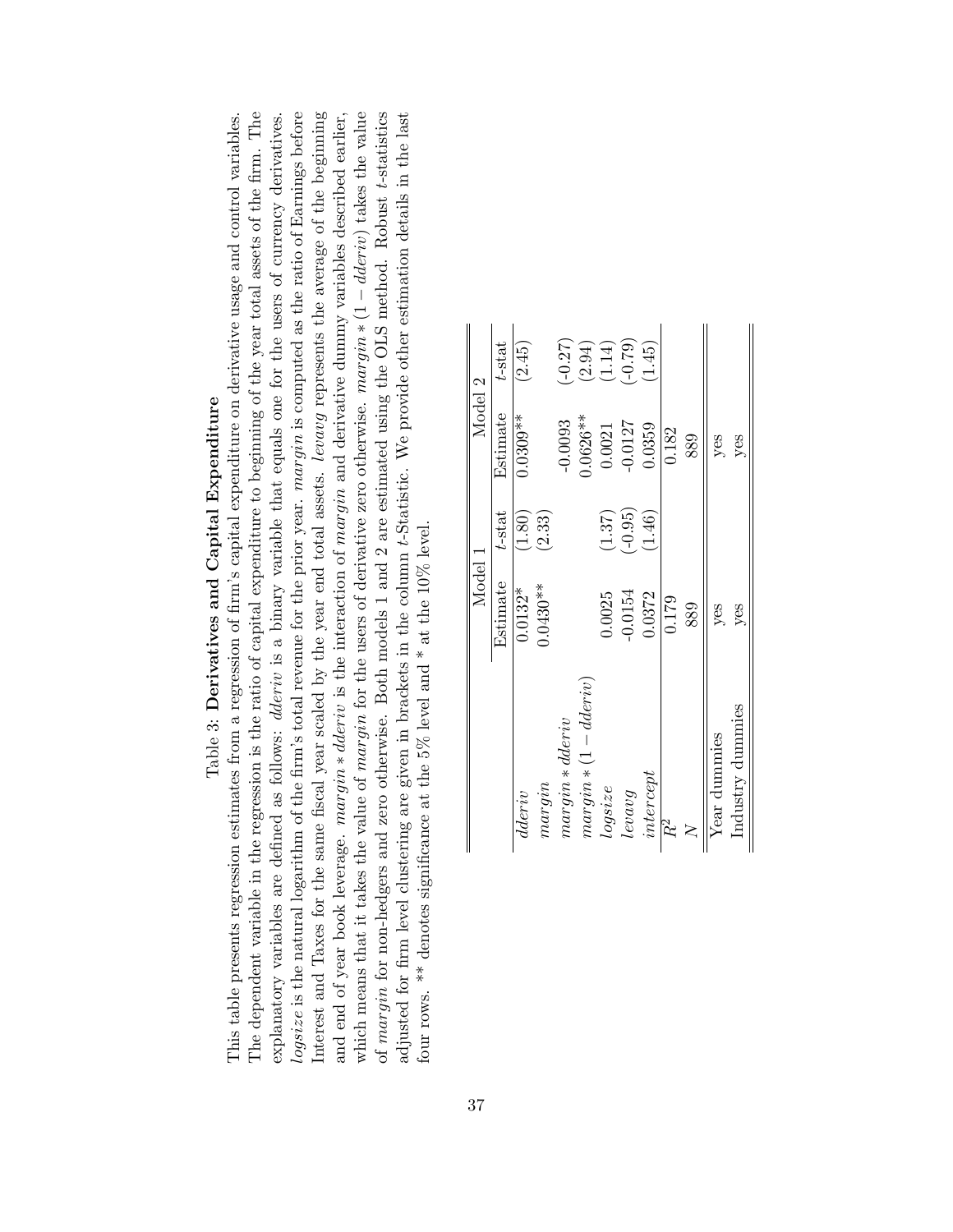Table 3: **Derivatives and Capital Expenditure**

This table presents regression estimates from a regression of firm's capital expenditure on derivative usage and control variables. The dependent variable in the regression is the ratio of capital expenditure to beginning of the year total assets of the firm. The explanatory variables are defined as follows: *dderiv* is a binary variable that equals one for the users of currency derivatives. *logsize* is the natural logarithm of the firm's total revenue for the prior year. *margin* is computed as the ratio of Earnings before Interest and Taxes for the same fiscal year scaled by the year end total assets. *levavg* represents the average of the beginning and end of year book leverage. $margin * dderiv$ is the interaction of *margin* and derivative dummy variables described earlier, which means that it takes the value of *margin* for the users of derivative zero otherwise. $margin * (1 - dderiv)$ takes the value of *margin* for non-hedgers and zero otherwise. Both models 1 and 2 are estimated using the OLS method. Robust $t$-statistics adjusted for firm level clustering are given in brackets in the column $t$-Statistic. We provide other estimation details in the last four rows. ** denotes significance at the 5% level and * at the 10% level.

| | Model 1 | | Model 2 | |
|---|---|---|---|---|
| | Estimate | $t$-stat | Estimate | $t$-stat |
| *dderiv* | 0.0132* | (1.80) | 0.0309** | (2.45) |
| *margin* | 0.0430** | (2.33) | | |
| $margin * dderiv$ | | | -0.0093 | (-0.27) |
| $margin * (1 - dderiv)$ | | | 0.0626** | (2.94) |
| *logsize* | 0.0025 | (1.37) | 0.0021 | (1.14) |
| *levavg* | -0.0154 | (-0.95) | -0.0127 | (-0.79) |
| *intercept* | 0.0372 | (1.46) | 0.0359 | (1.45) |
| $R^2$ | 0.179 | | 0.182 | |
| $N$ | 889 | | 889 | |
| Year dummies | yes | | yes | |
| Industry dummies | yes | | yes | |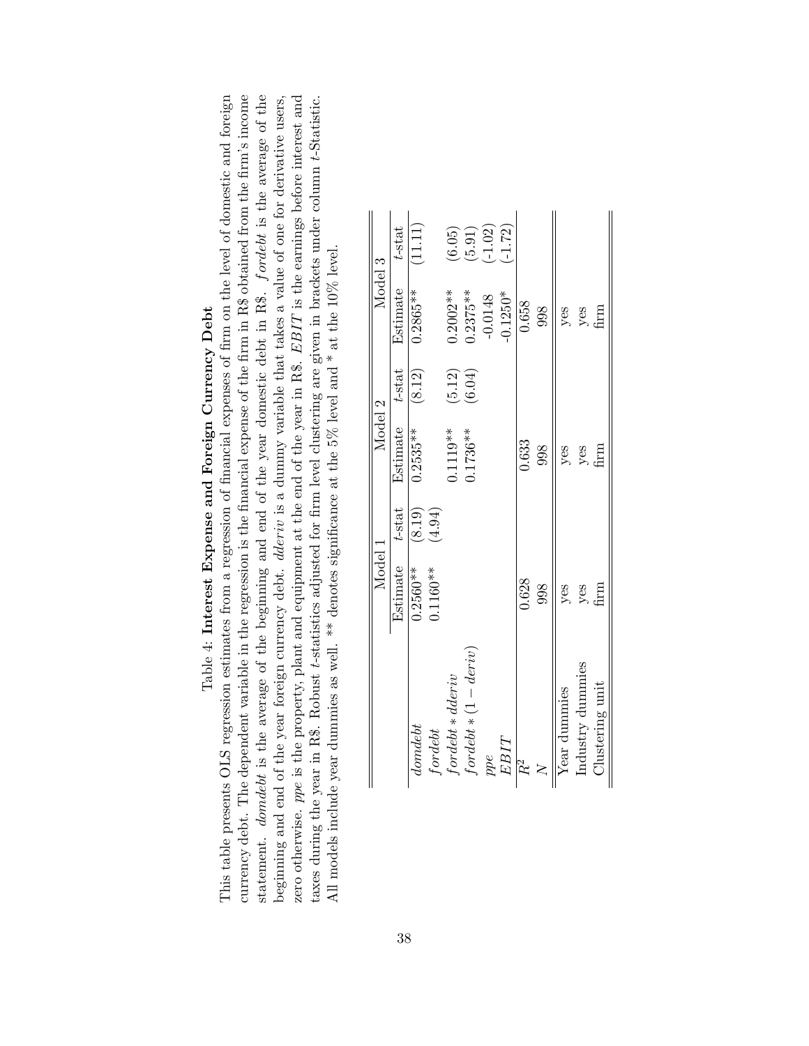Table 4: **Interest Expense and Foreign Currency Debt**

This table presents OLS regression estimates from a regression of financial expenses of firm on the level of domestic and foreign currency debt. The dependent variable in the regression is the financial expense of the firm in R$ obtained from the firm's income statement. *domdebt* is the average of the beginning and end of the year domestic debt in R$. *fordebt* is the average of the beginning and end of the year foreign currency debt. *dderiv* is a dummy variable that takes a value of one for derivative users, zero otherwise. *ppe* is the property, plant and equipment at the end of the year in R$. *EBIT* is the earnings before interest and taxes during the year in R$. Robust *t*-statistics adjusted for firm level clustering are given in brackets under column *t*-Statistic. All models include year dummies as well. ** denotes significance at the 5% level and * at the 10% level.

| | Model 1 | | Model 2 | | Model 3 | |
|---|---|---|---|---|---|---|
| | Estimate | *t*-stat | Estimate | *t*-stat | Estimate | *t*-stat |
| *domdebt* | 0.2560** | (8.19) | 0.2535** | (8.12) | 0.2865** | (11.11) |
| *fordebt* | 0.1160** | (4.94) | | | | |
| $fordebt * dderiv$ | | | 0.1119** | (5.12) | 0.2002** | (6.05) |
| $fordebt * (1 - deriv)$ | | | 0.1736** | (6.04) | 0.2375** | (5.91) |
| *ppe* | | | | | -0.0148 | (-1.02) |
| *EBIT* | | | | | -0.1250* | (-1.72) |
| $R^2$ | 0.628 | | 0.633 | | 0.658 | |
| $N$ | 998 | | 998 | | 998 | |
| Year dummies | yes | | yes | | yes | |
| Industry dummies | yes | | yes | | yes | |
| Clustering unit | firm | | firm | | firm | |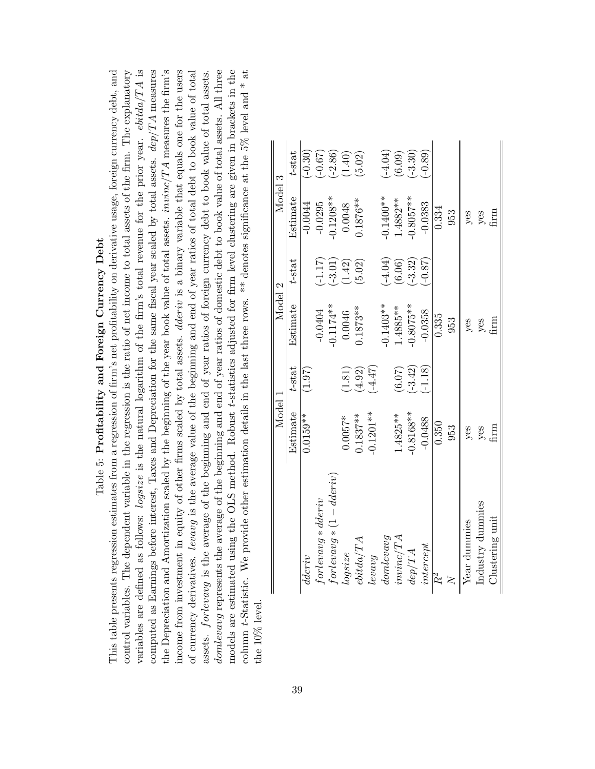Table 5: **Profitability and Foreign Currency Debt**

This table presents regression estimates from a regression of firm's net profitability on derivative usage, foreign currency debt, and control variables. The dependent variable in the regression is the ratio of net income to total assets of the firm. The explanatory variables are defined as follows: *logsize* is the natural logarithm of the firm's total revenue for the prior year. $ebitda/TA$ is computed as Earnings before interest, Taxes and Depreciation for the same fiscal year scaled by total assets. $dep/TA$ measures the Depreciation and Amortization scaled by the beginning of the year book value of total assets. $invinc/TA$ measures the firm's income from investment in equity of other firms scaled by total assets. *dderiv* is a binary variable that equals one for the users of currency derivatives. *levavg* is the average value of the beginning and end of year ratios of total debt to book value of total assets. *forlevavg* is the average of the beginning and end of year ratios of foreign currency debt to book value of total assets. *domlevavg* represents the average of the beginning and end of year ratios of domestic debt to book value of total assets. All three models are estimated using the OLS method. Robust $t$-statistics adjusted for firm level clustering are given in brackets in the column $t$-Statistic. We provide other estimation details in the last three rows. ** denotes significance at the 5% level and * at the 10% level.

| | Model 1 | | Model 2 | | Model 3 | |
|---|---|---|---|---|---|---|
| | Estimate | $t$-stat | Estimate | $t$-stat | Estimate | $t$-stat |
| *dderiv* | 0.0159** | (1.97) | | | -0.0044 | (-0.30) |
| $forlevavg * dderiv$ | | | -0.0404 | (-1.17) | -0.0295 | (-0.67) |
| $forlevavg * (1 - dderiv)$ | | | -0.1174** | (-3.01) | -0.1208** | (-2.86) |
| *logsize* | 0.0057* | (1.81) | 0.0046 | (1.42) | 0.0048 | (1.40) |
| $ebitda/TA$ | 0.1837** | (4.92) | 0.1873** | (5.02) | 0.1876** | (5.02) |
| *levavg* | -0.1201** | (-4.47) | | | | |
| *domlevavg* | | | -0.1403** | (-4.04) | -0.1400** | (-4.04) |
| $invinc/TA$ | 1.4825** | (6.07) | 1.4885** | (6.06) | 1.4882** | (6.09) |
| $dep/TA$ | -0.8168** | (-3.42) | -0.8075** | (-3.32) | -0.8057** | (-3.30) |
| *intercept* | -0.0488 | (-1.18) | -0.0358 | (-0.87) | -0.0383 | (-0.89) |
| $R^2$ | 0.350 | | 0.335 | | 0.334 | |
| $N$ | 953 | | 953 | | 953 | |
| Year dummies | yes | | yes | | yes | |
| Industry dummies | yes | | yes | | yes | |
| Clustering unit | firm | | firm | | firm | |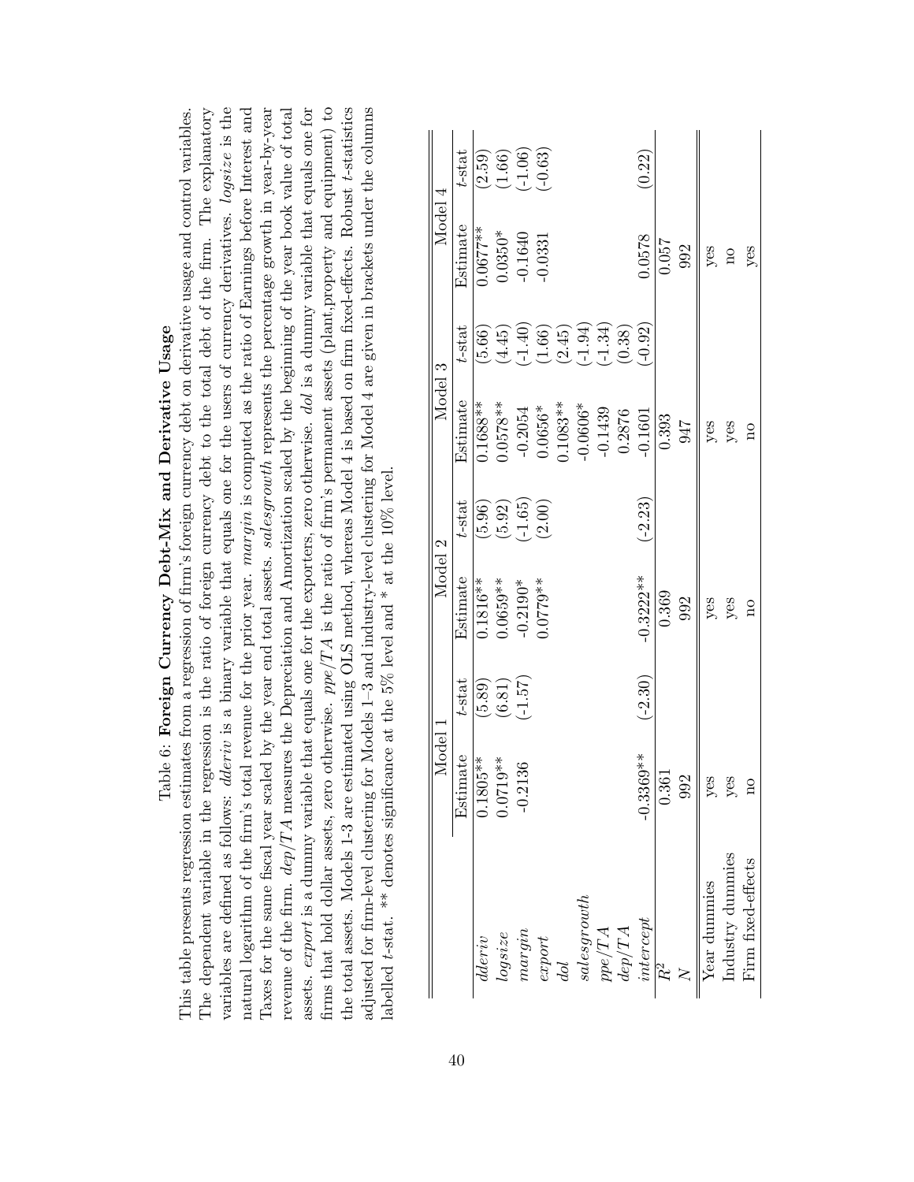Table 6: **Foreign Currency Debt-Mix and Derivative Usage**

This table presents regression estimates from a regression of firm's foreign currency debt on derivative usage and control variables. The dependent variable in the regression is the ratio of foreign currency debt to the total debt of the firm. The explanatory variables are defined as follows: *dderiv* is a binary variable that equals one for the users of currency derivatives. *logsize* is the natural logarithm of the firm's total revenue for the prior year. *margin* is computed as the ratio of Earnings before Interest and Taxes for the same fiscal year scaled by the year end total assets. *salesgrowth* represents the percentage growth in year-by-year revenue of the firm. *dep/TA* measures the Depreciation and Amortization scaled by the beginning of the year book value of total assets. *export* is a dummy variable that equals one for the exporters, zero otherwise. *dol* is a dummy variable that equals one for firms that hold dollar assets, zero otherwise. *ppe/TA* is the ratio of firm's permanent assets (plant,property and equipment) to the total assets. Models 1-3 are estimated using OLS method, whereas Model 4 is based on firm fixed-effects. Robust *t*-statistics adjusted for firm-level clustering for Models 1–3 and industry-level clustering for Model 4 are given in brackets under the columns labelled *t*-stat. ** denotes significance at the 5% level and * at the 10% level.

| | Model 1 | | Model 2 | | Model 3 | | Model 4 | |
|---|---|---|---|---|---|---|---|---|
| | Estimate | *t*-stat | Estimate | *t*-stat | Estimate | *t*-stat | Estimate | *t*-stat |
| *dderiv* | 0.1805** | (5.89) | 0.1816** | (5.96) | 0.1688** | (5.66) | 0.0677** | (2.59) |
| *logsize* | 0.0719** | (6.81) | 0.0659** | (5.92) | 0.0578** | (4.45) | 0.0350* | (1.66) |
| *margin* | -0.2136 | (-1.57) | -0.2190* | (-1.65) | -0.2054 | (-1.40) | -0.1640 | (-1.06) |
| *export* | | | 0.0779** | (2.00) | 0.0656* | (1.66) | -0.0331 | (-0.63) |
| *dol* | | | | | 0.1083** | (2.45) | | |
| *salesgrowth* | | | | | -0.0606* | (-1.94) | | |
| *ppe/TA* | | | | | -0.1439 | (-1.34) | | |
| *dep/TA* | | | | | 0.2876 | (0.38) | | |
| *intercept* | -0.3369** | (-2.30) | -0.3222** | (-2.23) | -0.1601 | (-0.92) | 0.0578 | (0.22) |
| $R^2$ | 0.361 | | 0.369 | | 0.393 | | 0.057 | |
| $N$ | 992 | | 992 | | 947 | | 992 | |
| Year dummies | yes | | yes | | yes | | yes | |
| Industry dummies | yes | | yes | | yes | | no | |
| Firm fixed-effects | no | | no | | no | | yes | |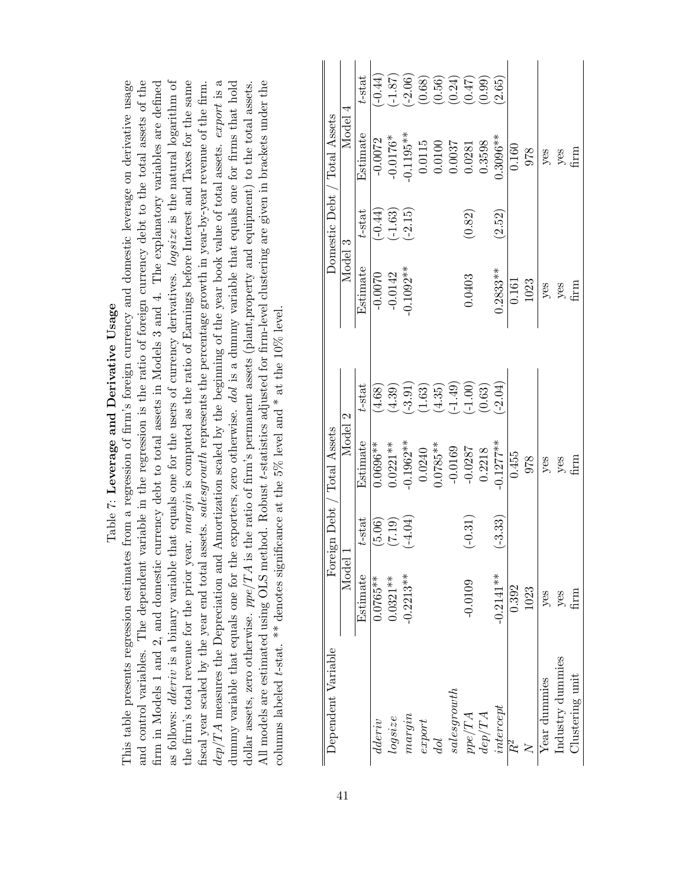Table 7: **Leverage and Derivative Usage**

This table presents regression estimates from a regression of firm's foreign currency and domestic leverage on derivative usage and control variables. The dependent variable in the regression is the ratio of foreign currency debt to the total assets of the firm in Models 1 and 2, and domestic currency debt to total assets in Models 3 and 4. The explanatory variables are defined as follows: *dderiv* is a binary variable that equals one for the users of currency derivatives. *logsize* is the natural logarithm of the firm's total revenue for the prior year. *margin* is computed as the ratio of Earnings before Interest and Taxes for the same fiscal year scaled by the year end total assets. *salesgrowth* represents the percentage growth in year-by-year revenue of the firm. *dep/TA* measures the Depreciation and Amortization scaled by the beginning of the year book value of total assets. *export* is a dummy variable that equals one for the exporters, zero otherwise. *dol* is a dummy variable that equals one for firms that hold dollar assets, zero otherwise. *ppe/TA* is the ratio of firm's permanent assets (plant,property and equipment) to the total assets. All models are estimated using OLS method. Robust $t$-statistics adjusted for firm-level clustering are given in brackets under the columns labeled $t$-stat. ** denotes significance at the 5% level and * at the 10% level.

| Dependent Variable | Foreign Debt / Total Assets | | | | Domestic Debt / Total Assets | | | |
|---|---|---|---|---|---|---|---|---|
| | Model 1 | | Model 2 | | Model 3 | | Model 4 | |
| | Estimate | $t$-stat | Estimate | $t$-stat | Estimate | $t$-stat | Estimate | $t$-stat |
| *dderiv* | 0.0765** | (5.06) | 0.0696** | (4.68) | -0.0070 | (-0.44) | -0.0072 | (-0.44) |
| *logsize* | 0.0321** | (7.19) | 0.0221** | (4.39) | -0.0142 | (-1.63) | -0.0176* | (-1.87) |
| *margin* | -0.2213** | (-4.04) | -0.1962** | (-3.91) | -0.1092** | (-2.15) | -0.1195** | (-2.06) |
| *export* | | | 0.0240 | (1.63) | | | 0.0115 | (0.68) |
| *dol* | | | 0.0785** | (4.35) | | | 0.0100 | (0.56) |
| *salesgrowth* | | | -0.0169 | (-1.49) | | | 0.0037 | (0.24) |
| *ppe/TA* | -0.0109 | (-0.31) | -0.0287 | (-1.00) | 0.0403 | (0.82) | 0.0281 | (0.47) |
| *dep/TA* | | | 0.2218 | (0.63) | | | 0.3598 | (0.99) |
| *intercept* | -0.2141** | (-3.33) | -0.1277** | (-2.04) | 0.2833** | (2.52) | 0.3096** | (2.65) |
| $R^2$ | 0.392 | | 0.455 | | 0.161 | | 0.160 | |
| $N$ | 1023 | | 978 | | 1023 | | 978 | |
| Year dummies | yes | | yes | | yes | | yes | |
| Industry dummies | yes | | yes | | yes | | yes | |
| Clustering unit | firm | | firm | | firm | | firm | |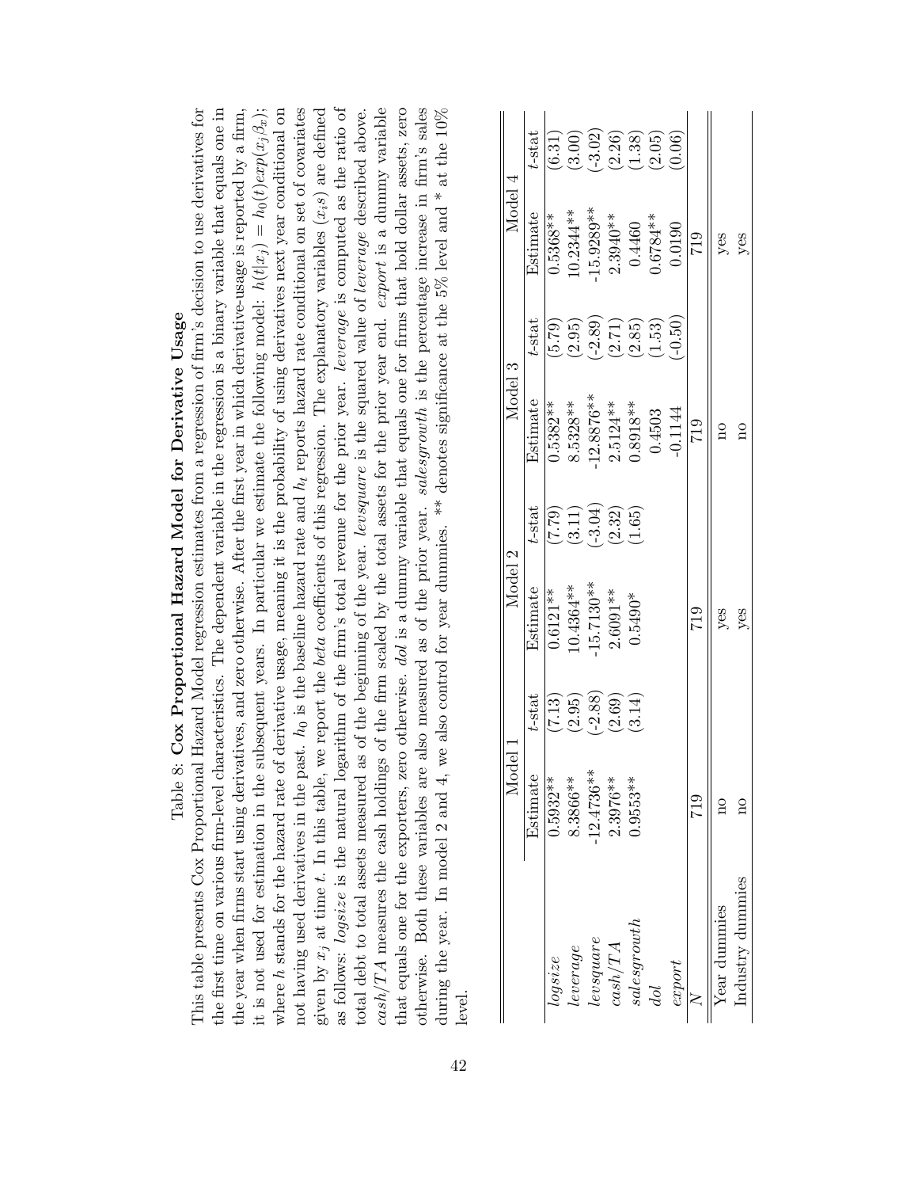Table 8: **Cox Proportional Hazard Model for Derivative Usage**

This table presents Cox Proportional Hazard Model regression estimates from a regression of firm's decision to use derivatives for the first time on various firm-level characteristics. The dependent variable in the regression is a binary variable that equals one in the year when firms start using derivatives, and zero otherwise. After the first year in which derivative-usage is reported by a firm, it is not used for estimation in the subsequent years. In particular we estimate the following model: $h(t|x_j) = h_0(t)exp(x_j\beta_x)$; where $h$ stands for the hazard rate of derivative usage, meaning it is the probability of using derivatives next year conditional on not having used derivatives in the past. $h_0$ is the baseline hazard rate and $h_t$ reports hazard rate conditional on set of covariates given by $x_j$ at time $t$. In this table, we report the *beta* coefficients of this regression. The explanatory variables ($x_is$) are defined as follows: *logsize* is the natural logarithm of the firm's total revenue for the prior year. *leverage* is computed as the ratio of total debt to total assets measured as of the beginning of the year. *levsquare* is the squared value of *leverage* described above. *cash/TA* measures the cash holdings of the firm scaled by the total assets for the prior year end. *export* is a dummy variable that equals one for the exporters, zero otherwise. *dol* is a dummy variable that equals one for firms that hold dollar assets, zero otherwise. Both these variables are also measured as of the prior year. *salesgrowth* is the percentage increase in firm's sales during the year. In model 2 and 4, we also control for year dummies. ** denotes significance at the 5% level and * at the 10% level.

| | Model 1 | | Model 2 | | Model 3 | | Model 4 | |
|---|---|---|---|---|---|---|---|---|
| | Estimate | *t*-stat | Estimate | *t*-stat | Estimate | *t*-stat | Estimate | *t*-stat |
| *logsize* | 0.5932** | (7.13) | 0.6121** | (7.79) | 0.5382** | (5.79) | 0.5368** | (6.31) |
| *leverage* | 8.3866** | (2.95) | 10.4364** | (3.11) | 8.5328** | (2.95) | 10.2344** | (3.00) |
| *levsquare* | -12.4736** | (-2.88) | -15.7130** | (-3.04) | -12.8876** | (-2.89) | -15.9289** | (-3.02) |
| *cash/TA* | 2.3976** | (2.69) | 2.6091** | (2.32) | 2.5124** | (2.71) | 2.3940** | (2.26) |
| *salesgrowth* | 0.9553** | (3.14) | 0.5490* | (1.65) | 0.8918** | (2.85) | 0.4460 | (1.38) |
| *dol* | | | | | 0.4503 | (1.53) | 0.6784** | (2.05) |
| *export* | | | | | -0.1144 | (-0.50) | 0.0190 | (0.06) |
| $N$ | 719 | | 719 | | 719 | | 719 | |
| Year dummies | no | | yes | | no | | yes | |
| Industry dummies | no | | yes | | no | | yes | |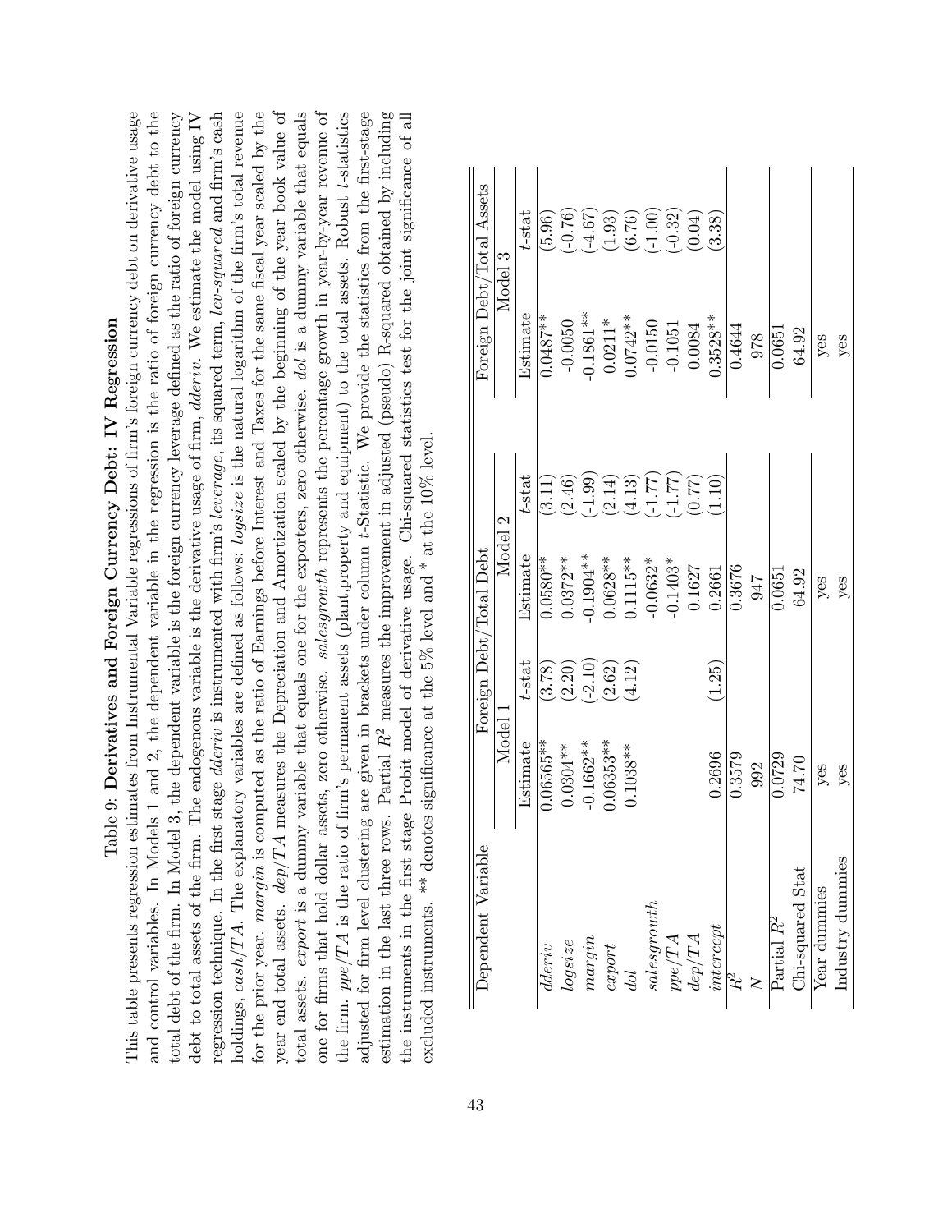## Table 9: **Derivatives and Foreign Currency Debt: IV Regression**

This table presents regression estimates from Instrumental Variable regressions of firm's foreign currency debt on derivative usage and control variables. In Models 1 and 2, the dependent variable in the regression is the ratio of foreign currency debt to the total debt of the firm. In Model 3, the dependent variable is the foreign currency leverage defined as the ratio of foreign currency debt to total assets of the firm. The endogenous variable is the derivative usage of firm, *dderiv*. We estimate the model using IV regression technique. In the first stage *dderiv* is instrumented with firm's *leverage*, its squared term, *lev-squared* and firm's cash holdings, $cash/TA$. The explanatory variables are defined as follows: *logsize* is the natural logarithm of the firm's total revenue for the prior year. *margin* is computed as the ratio of Earnings before Interest and Taxes for the same fiscal year scaled by the year end total assets. $dep/TA$ measures the Depreciation and Amortization scaled by the beginning of the year book value of total assets. *export* is a dummy variable that equals one for the exporters, zero otherwise. *dol* is a dummy variable that equals one for firms that hold dollar assets, zero otherwise. *salesgrowth* represents the percentage growth in year-by-year revenue of the firm. $ppe/TA$ is the ratio of firm's permanent assets (plant,property and equipment) to the total assets. Robust $t$-statistics adjusted for firm level clustering are given in brackets under column $t$-Statistic. We provide the statistics from the first-stage estimation in the last three rows. Partial $R^2$ measures the improvement in adjusted (pseudo) R-squared obtained by including the instruments in the first stage Probit model of derivative usage. Chi-squared statistics test for the joint significance of all excluded instruments. ** denotes significance at the 5% level and * at the 10% level.

| Dependent Variable | Foreign Debt/Total Debt | | | | Foreign Debt/Total Assets | |
|---|---|---|---|---|---|---|
| | Model 1 | | Model 2 | | Model 3 | |
| | Estimate | $t$-stat | Estimate | $t$-stat | Estimate | $t$-stat |
| *dderiv* | 0.06565** | (3.78) | 0.0580** | (3.11) | 0.0487** | (5.96) |
| *logsize* | 0.0304** | (2.20) | 0.0372** | (2.46) | -0.0050 | (-0.76) |
| *margin* | -0.1662** | (-2.10) | -0.1904** | (-1.99) | -0.1861** | (-4.67) |
| *export* | 0.06353** | (2.62) | 0.0628** | (2.14) | 0.0211* | (1.93) |
| *dol* | 0.1038** | (4.12) | 0.1115** | (4.13) | 0.0742** | (6.76) |
| *salesgrowth* | | | -0.0632* | (-1.77) | -0.0150 | (-1.00) |
| $ppe/TA$ | | | -0.1403* | (-1.77) | -0.1051 | (-0.32) |
| $dep/TA$ | | | 0.1627 | (0.77) | 0.0084 | (0.04) |
| *intercept* | 0.2696 | (1.25) | 0.2661 | (1.10) | 0.3528** | (3.38) |
| $R^2$ | 0.3579 | | 0.3676 | | 0.4644 | |
| $N$ | 992 | | 947 | | 978 | |
| Partial $R^2$ | 0.0729 | | 0.0651 | | 0.0651 | |
| Chi-squared Stat | 74.70 | | 64.92 | | 64.92 | |
| Year dummies | yes | | yes | | yes | |
| Industry dummies | yes | | yes | | yes | |